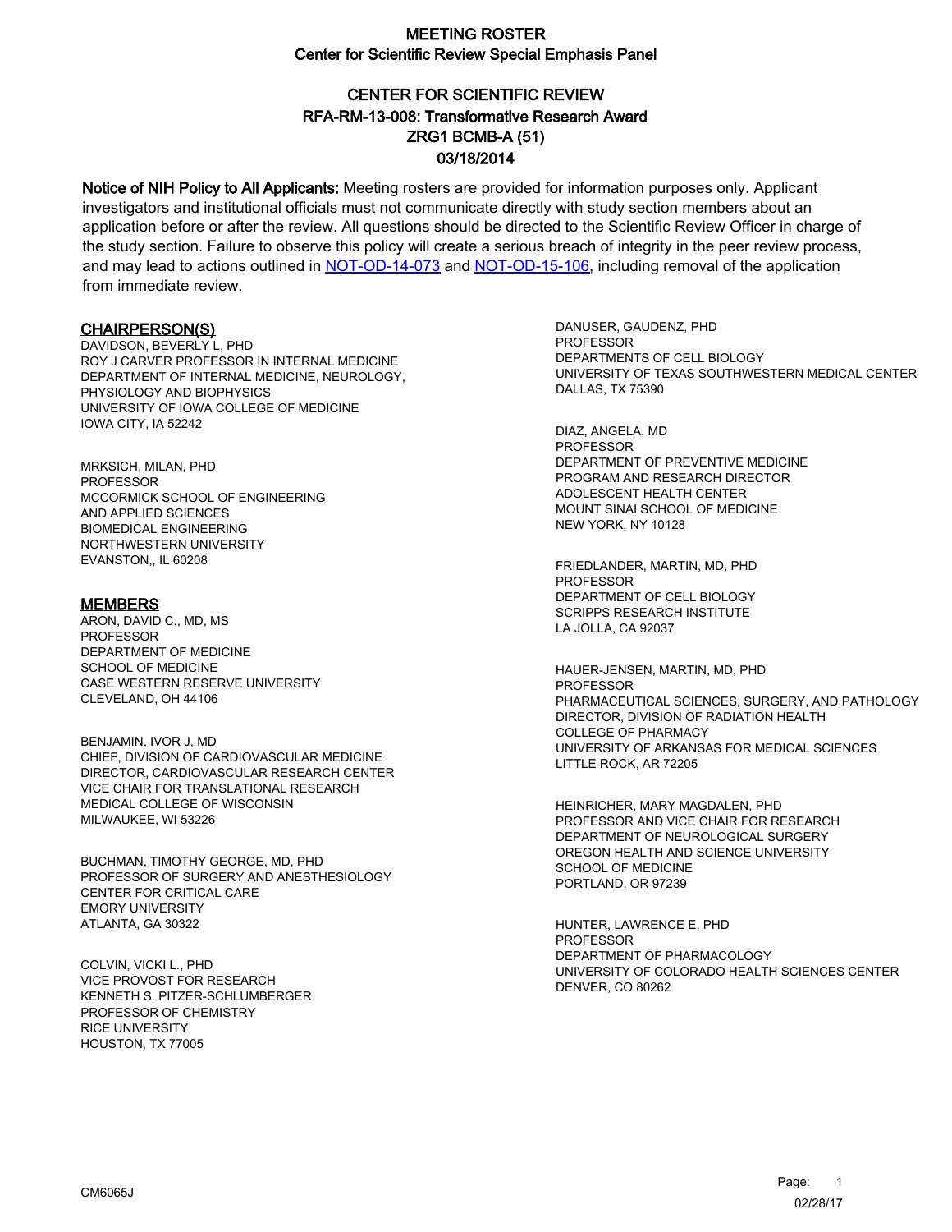# MEETING ROSTER

## Center for Scientific Review Special Emphasis Panel

## CENTER FOR SCIENTIFIC REVIEW
## RFA-RM-13-008: Transformative Research Award
## ZRG1 BCMB-A (51)
## 03/18/2014

**Notice of NIH Policy to All Applicants:** Meeting rosters are provided for information purposes only. Applicant investigators and institutional officials must not communicate directly with study section members about an application before or after the review. All questions should be directed to the Scientific Review Officer in charge of the study section. Failure to observe this policy will create a serious breach of integrity in the peer review process, and may lead to actions outlined in [NOT-OD-14-073](NOT-OD-14-073) and [NOT-OD-15-106](NOT-OD-15-106), including removal of the application from immediate review.

### CHAIRPERSON(S)

DAVIDSON, BEVERLY L, PHD
ROY J CARVER PROFESSOR IN INTERNAL MEDICINE
DEPARTMENT OF INTERNAL MEDICINE, NEUROLOGY, PHYSIOLOGY AND BIOPHYSICS
UNIVERSITY OF IOWA COLLEGE OF MEDICINE
IOWA CITY, IA 52242

MRKSICH, MILAN, PHD
PROFESSOR
MCCORMICK SCHOOL OF ENGINEERING AND APPLIED SCIENCES
BIOMEDICAL ENGINEERING
NORTHWESTERN UNIVERSITY
EVANSTON,, IL 60208

### MEMBERS

ARON, DAVID C., MD, MS
PROFESSOR
DEPARTMENT OF MEDICINE
SCHOOL OF MEDICINE
CASE WESTERN RESERVE UNIVERSITY
CLEVELAND, OH 44106

BENJAMIN, IVOR J, MD
CHIEF, DIVISION OF CARDIOVASCULAR MEDICINE
DIRECTOR, CARDIOVASCULAR RESEARCH CENTER
VICE CHAIR FOR TRANSLATIONAL RESEARCH
MEDICAL COLLEGE OF WISCONSIN
MILWAUKEE, WI 53226

BUCHMAN, TIMOTHY GEORGE, MD, PHD
PROFESSOR OF SURGERY AND ANESTHESIOLOGY
CENTER FOR CRITICAL CARE
EMORY UNIVERSITY
ATLANTA, GA 30322

COLVIN, VICKI L., PHD
VICE PROVOST FOR RESEARCH
KENNETH S. PITZER-SCHLUMBERGER
PROFESSOR OF CHEMISTRY
RICE UNIVERSITY
HOUSTON, TX 77005

DANUSER, GAUDENZ, PHD
PROFESSOR
DEPARTMENTS OF CELL BIOLOGY
UNIVERSITY OF TEXAS SOUTHWESTERN MEDICAL CENTER
DALLAS, TX 75390

DIAZ, ANGELA, MD
PROFESSOR
DEPARTMENT OF PREVENTIVE MEDICINE
PROGRAM AND RESEARCH DIRECTOR
ADOLESCENT HEALTH CENTER
MOUNT SINAI SCHOOL OF MEDICINE
NEW YORK, NY 10128

FRIEDLANDER, MARTIN, MD, PHD
PROFESSOR
DEPARTMENT OF CELL BIOLOGY
SCRIPPS RESEARCH INSTITUTE
LA JOLLA, CA 92037

HAUER-JENSEN, MARTIN, MD, PHD
PROFESSOR
PHARMACEUTICAL SCIENCES, SURGERY, AND PATHOLOGY
DIRECTOR, DIVISION OF RADIATION HEALTH
COLLEGE OF PHARMACY
UNIVERSITY OF ARKANSAS FOR MEDICAL SCIENCES
LITTLE ROCK, AR 72205

HEINRICHER, MARY MAGDALEN, PHD
PROFESSOR AND VICE CHAIR FOR RESEARCH
DEPARTMENT OF NEUROLOGICAL SURGERY
OREGON HEALTH AND SCIENCE UNIVERSITY
SCHOOL OF MEDICINE
PORTLAND, OR 97239

HUNTER, LAWRENCE E, PHD
PROFESSOR
DEPARTMENT OF PHARMACOLOGY
UNIVERSITY OF COLORADO HEALTH SCIENCES CENTER
DENVER, CO 80262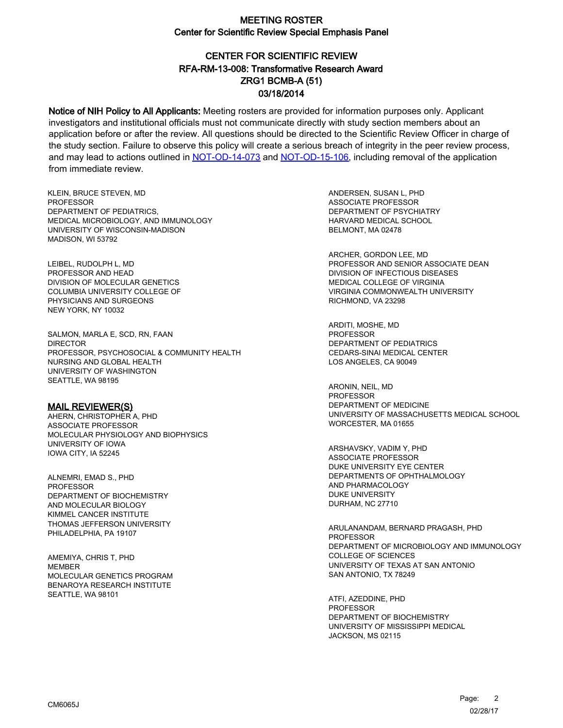# MEETING ROSTER
## Center for Scientific Review Special Emphasis Panel

## CENTER FOR SCIENTIFIC REVIEW
## RFA-RM-13-008: Transformative Research Award
## ZRG1 BCMB-A (51)
## 03/18/2014

**Notice of NIH Policy to All Applicants:** Meeting rosters are provided for information purposes only. Applicant investigators and institutional officials must not communicate directly with study section members about an application before or after the review. All questions should be directed to the Scientific Review Officer in charge of the study section. Failure to observe this policy will create a serious breach of integrity in the peer review process, and may lead to actions outlined in [NOT-OD-14-073] and [NOT-OD-15-106], including removal of the application from immediate review.

KLEIN, BRUCE STEVEN, MD
PROFESSOR
DEPARTMENT OF PEDIATRICS,
MEDICAL MICROBIOLOGY, AND IMMUNOLOGY
UNIVERSITY OF WISCONSIN-MADISON
MADISON, WI 53792

LEIBEL, RUDOLPH L, MD
PROFESSOR AND HEAD
DIVISION OF MOLECULAR GENETICS
COLUMBIA UNIVERSITY COLLEGE OF
PHYSICIANS AND SURGEONS
NEW YORK, NY 10032

SALMON, MARLA E, SCD, RN, FAAN
DIRECTOR
PROFESSOR, PSYCHOSOCIAL & COMMUNITY HEALTH
NURSING AND GLOBAL HEALTH
UNIVERSITY OF WASHINGTON
SEATTLE, WA 98195

### MAIL REVIEWER(S)

AHERN, CHRISTOPHER A, PHD
ASSOCIATE PROFESSOR
MOLECULAR PHYSIOLOGY AND BIOPHYSICS
UNIVERSITY OF IOWA
IOWA CITY, IA 52245

ALNEMRI, EMAD S., PHD
PROFESSOR
DEPARTMENT OF BIOCHEMISTRY
AND MOLECULAR BIOLOGY
KIMMEL CANCER INSTITUTE
THOMAS JEFFERSON UNIVERSITY
PHILADELPHIA, PA 19107

AMEMIYA, CHRIS T, PHD
MEMBER
MOLECULAR GENETICS PROGRAM
BENAROYA RESEARCH INSTITUTE
SEATTLE, WA 98101

ANDERSEN, SUSAN L, PHD
ASSOCIATE PROFESSOR
DEPARTMENT OF PSYCHIATRY
HARVARD MEDICAL SCHOOL
BELMONT, MA 02478

ARCHER, GORDON LEE, MD
PROFESSOR AND SENIOR ASSOCIATE DEAN
DIVISION OF INFECTIOUS DISEASES
MEDICAL COLLEGE OF VIRGINIA
VIRGINIA COMMONWEALTH UNIVERSITY
RICHMOND, VA 23298

ARDITI, MOSHE, MD
PROFESSOR
DEPARTMENT OF PEDIATRICS
CEDARS-SINAI MEDICAL CENTER
LOS ANGELES, CA 90049

ARONIN, NEIL, MD
PROFESSOR
DEPARTMENT OF MEDICINE
UNIVERSITY OF MASSACHUSETTS MEDICAL SCHOOL
WORCESTER, MA 01655

ARSHAVSKY, VADIM Y, PHD
ASSOCIATE PROFESSOR
DUKE UNIVERSITY EYE CENTER
DEPARTMENTS OF OPHTHALMOLOGY
AND PHARMACOLOGY
DUKE UNIVERSITY
DURHAM, NC 27710

ARULANANDAM, BERNARD PRAGASH, PHD
PROFESSOR
DEPARTMENT OF MICROBIOLOGY AND IMMUNOLOGY
COLLEGE OF SCIENCES
UNIVERSITY OF TEXAS AT SAN ANTONIO
SAN ANTONIO, TX 78249

ATFI, AZEDDINE, PHD
PROFESSOR
DEPARTMENT OF BIOCHEMISTRY
UNIVERSITY OF MISSISSIPPI MEDICAL
JACKSON, MS 02115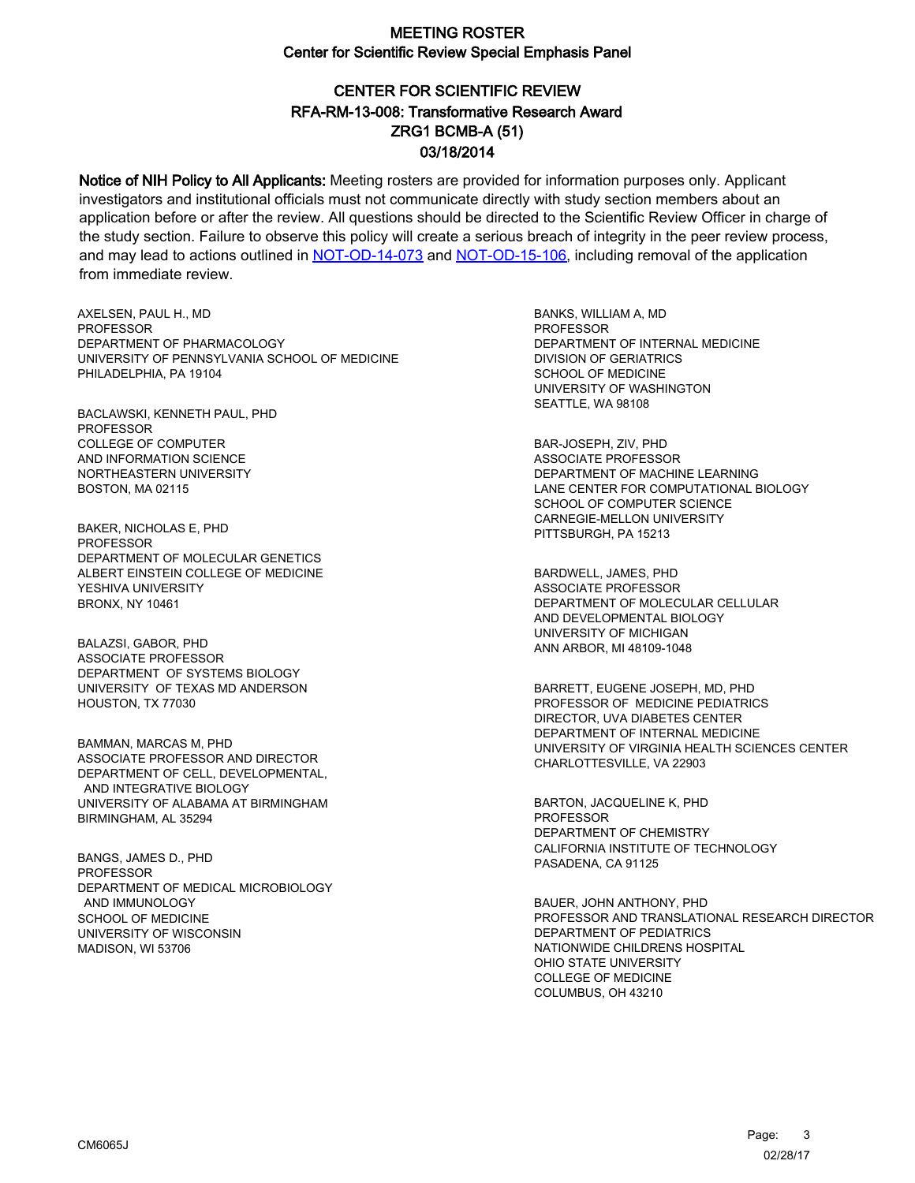# MEETING ROSTER
## Center for Scientific Review Special Emphasis Panel

## CENTER FOR SCIENTIFIC REVIEW
## RFA-RM-13-008: Transformative Research Award
## ZRG1 BCMB-A (51)
## 03/18/2014

**Notice of NIH Policy to All Applicants:** Meeting rosters are provided for information purposes only. Applicant investigators and institutional officials must not communicate directly with study section members about an application before or after the review. All questions should be directed to the Scientific Review Officer in charge of the study section. Failure to observe this policy will create a serious breach of integrity in the peer review process, and may lead to actions outlined in NOT-OD-14-073 and NOT-OD-15-106, including removal of the application from immediate review.

AXELSEN, PAUL H., MD
PROFESSOR
DEPARTMENT OF PHARMACOLOGY
UNIVERSITY OF PENNSYLVANIA SCHOOL OF MEDICINE
PHILADELPHIA, PA 19104

BACLAWSKI, KENNETH PAUL, PHD
PROFESSOR
COLLEGE OF COMPUTER
AND INFORMATION SCIENCE
NORTHEASTERN UNIVERSITY
BOSTON, MA 02115

BAKER, NICHOLAS E, PHD
PROFESSOR
DEPARTMENT OF MOLECULAR GENETICS
ALBERT EINSTEIN COLLEGE OF MEDICINE
YESHIVA UNIVERSITY
BRONX, NY 10461

BALAZSI, GABOR, PHD
ASSOCIATE PROFESSOR
DEPARTMENT OF SYSTEMS BIOLOGY
UNIVERSITY OF TEXAS MD ANDERSON
HOUSTON, TX 77030

BAMMAN, MARCAS M, PHD
ASSOCIATE PROFESSOR AND DIRECTOR
DEPARTMENT OF CELL, DEVELOPMENTAL,
AND INTEGRATIVE BIOLOGY
UNIVERSITY OF ALABAMA AT BIRMINGHAM
BIRMINGHAM, AL 35294

BANGS, JAMES D., PHD
PROFESSOR
DEPARTMENT OF MEDICAL MICROBIOLOGY
AND IMMUNOLOGY
SCHOOL OF MEDICINE
UNIVERSITY OF WISCONSIN
MADISON, WI 53706

BANKS, WILLIAM A, MD
PROFESSOR
DEPARTMENT OF INTERNAL MEDICINE
DIVISION OF GERIATRICS
SCHOOL OF MEDICINE
UNIVERSITY OF WASHINGTON
SEATTLE, WA 98108

BAR-JOSEPH, ZIV, PHD
ASSOCIATE PROFESSOR
DEPARTMENT OF MACHINE LEARNING
LANE CENTER FOR COMPUTATIONAL BIOLOGY
SCHOOL OF COMPUTER SCIENCE
CARNEGIE-MELLON UNIVERSITY
PITTSBURGH, PA 15213

BARDWELL, JAMES, PHD
ASSOCIATE PROFESSOR
DEPARTMENT OF MOLECULAR CELLULAR
AND DEVELOPMENTAL BIOLOGY
UNIVERSITY OF MICHIGAN
ANN ARBOR, MI 48109-1048

BARRETT, EUGENE JOSEPH, MD, PHD
PROFESSOR OF MEDICINE PEDIATRICS
DIRECTOR, UVA DIABETES CENTER
DEPARTMENT OF INTERNAL MEDICINE
UNIVERSITY OF VIRGINIA HEALTH SCIENCES CENTER
CHARLOTTESVILLE, VA 22903

BARTON, JACQUELINE K, PHD
PROFESSOR
DEPARTMENT OF CHEMISTRY
CALIFORNIA INSTITUTE OF TECHNOLOGY
PASADENA, CA 91125

BAUER, JOHN ANTHONY, PHD
PROFESSOR AND TRANSLATIONAL RESEARCH DIRECTOR
DEPARTMENT OF PEDIATRICS
NATIONWIDE CHILDRENS HOSPITAL
OHIO STATE UNIVERSITY
COLLEGE OF MEDICINE
COLUMBUS, OH 43210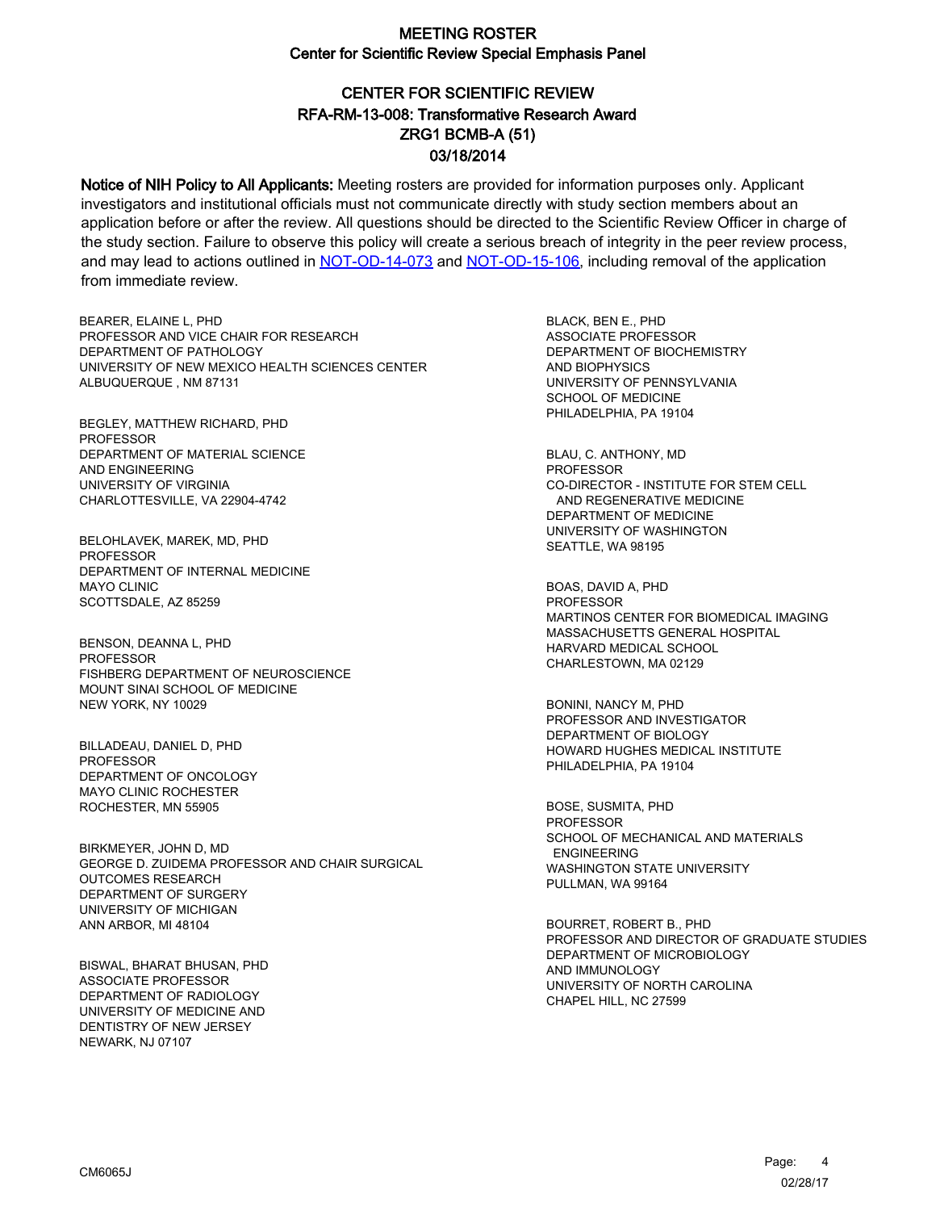# MEETING ROSTER
## Center for Scientific Review Special Emphasis Panel

## CENTER FOR SCIENTIFIC REVIEW
## RFA-RM-13-008: Transformative Research Award
## ZRG1 BCMB-A (51)
## 03/18/2014

**Notice of NIH Policy to All Applicants:** Meeting rosters are provided for information purposes only. Applicant investigators and institutional officials must not communicate directly with study section members about an application before or after the review. All questions should be directed to the Scientific Review Officer in charge of the study section. Failure to observe this policy will create a serious breach of integrity in the peer review process, and may lead to actions outlined in NOT-OD-14-073 and NOT-OD-15-106, including removal of the application from immediate review.

BEARER, ELAINE L, PHD
PROFESSOR AND VICE CHAIR FOR RESEARCH
DEPARTMENT OF PATHOLOGY
UNIVERSITY OF NEW MEXICO HEALTH SCIENCES CENTER
ALBUQUERQUE , NM 87131

BEGLEY, MATTHEW RICHARD, PHD
PROFESSOR
DEPARTMENT OF MATERIAL SCIENCE
AND ENGINEERING
UNIVERSITY OF VIRGINIA
CHARLOTTESVILLE, VA 22904-4742

BELOHLAVEK, MAREK, MD, PHD
PROFESSOR
DEPARTMENT OF INTERNAL MEDICINE
MAYO CLINIC
SCOTTSDALE, AZ 85259

BENSON, DEANNA L, PHD
PROFESSOR
FISHBERG DEPARTMENT OF NEUROSCIENCE
MOUNT SINAI SCHOOL OF MEDICINE
NEW YORK, NY 10029

BILLADEAU, DANIEL D, PHD
PROFESSOR
DEPARTMENT OF ONCOLOGY
MAYO CLINIC ROCHESTER
ROCHESTER, MN 55905

BIRKMEYER, JOHN D, MD
GEORGE D. ZUIDEMA PROFESSOR AND CHAIR SURGICAL
OUTCOMES RESEARCH
DEPARTMENT OF SURGERY
UNIVERSITY OF MICHIGAN
ANN ARBOR, MI 48104

BISWAL, BHARAT BHUSAN, PHD
ASSOCIATE PROFESSOR
DEPARTMENT OF RADIOLOGY
UNIVERSITY OF MEDICINE AND
DENTISTRY OF NEW JERSEY
NEWARK, NJ 07107

BLACK, BEN E., PHD
ASSOCIATE PROFESSOR
DEPARTMENT OF BIOCHEMISTRY
AND BIOPHYSICS
UNIVERSITY OF PENNSYLVANIA
SCHOOL OF MEDICINE
PHILADELPHIA, PA 19104

BLAU, C. ANTHONY, MD
PROFESSOR
CO-DIRECTOR - INSTITUTE FOR STEM CELL
AND REGENERATIVE MEDICINE
DEPARTMENT OF MEDICINE
UNIVERSITY OF WASHINGTON
SEATTLE, WA 98195

BOAS, DAVID A, PHD
PROFESSOR
MARTINOS CENTER FOR BIOMEDICAL IMAGING
MASSACHUSETTS GENERAL HOSPITAL
HARVARD MEDICAL SCHOOL
CHARLESTOWN, MA 02129

BONINI, NANCY M, PHD
PROFESSOR AND INVESTIGATOR
DEPARTMENT OF BIOLOGY
HOWARD HUGHES MEDICAL INSTITUTE
PHILADELPHIA, PA 19104

BOSE, SUSMITA, PHD
PROFESSOR
SCHOOL OF MECHANICAL AND MATERIALS
ENGINEERING
WASHINGTON STATE UNIVERSITY
PULLMAN, WA 99164

BOURRET, ROBERT B., PHD
PROFESSOR AND DIRECTOR OF GRADUATE STUDIES
DEPARTMENT OF MICROBIOLOGY
AND IMMUNOLOGY
UNIVERSITY OF NORTH CAROLINA
CHAPEL HILL, NC 27599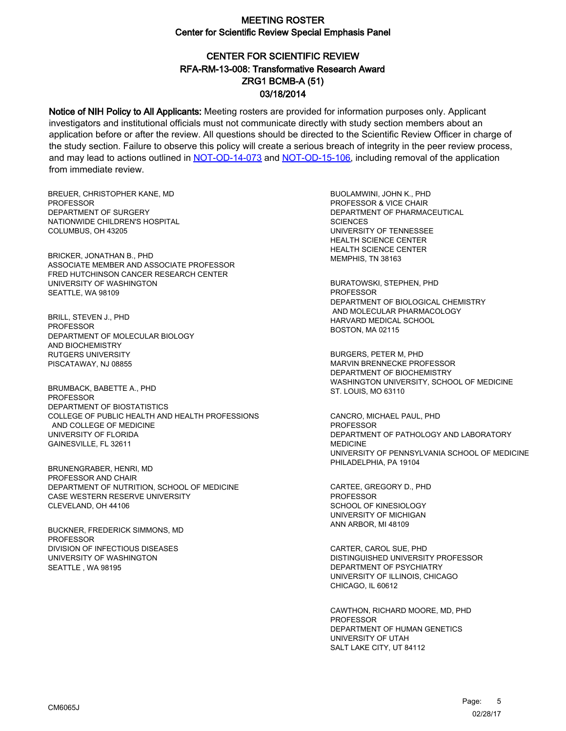# MEETING ROSTER
## Center for Scientific Review Special Emphasis Panel

## CENTER FOR SCIENTIFIC REVIEW
## RFA-RM-13-008: Transformative Research Award
## ZRG1 BCMB-A (51)
## 03/18/2014

**Notice of NIH Policy to All Applicants:** Meeting rosters are provided for information purposes only. Applicant investigators and institutional officials must not communicate directly with study section members about an application before or after the review. All questions should be directed to the Scientific Review Officer in charge of the study section. Failure to observe this policy will create a serious breach of integrity in the peer review process, and may lead to actions outlined in NOT-OD-14-073 and NOT-OD-15-106, including removal of the application from immediate review.

BREUER, CHRISTOPHER KANE, MD
PROFESSOR
DEPARTMENT OF SURGERY
NATIONWIDE CHILDREN'S HOSPITAL
COLUMBUS, OH 43205

BRICKER, JONATHAN B., PHD
ASSOCIATE MEMBER AND ASSOCIATE PROFESSOR
FRED HUTCHINSON CANCER RESEARCH CENTER
UNIVERSITY OF WASHINGTON
SEATTLE, WA 98109

BRILL, STEVEN J., PHD
PROFESSOR
DEPARTMENT OF MOLECULAR BIOLOGY
AND BIOCHEMISTRY
RUTGERS UNIVERSITY
PISCATAWAY, NJ 08855

BRUMBACK, BABETTE A., PHD
PROFESSOR
DEPARTMENT OF BIOSTATISTICS
COLLEGE OF PUBLIC HEALTH AND HEALTH PROFESSIONS
AND COLLEGE OF MEDICINE
UNIVERSITY OF FLORIDA
GAINESVILLE, FL 32611

BRUNENGRABER, HENRI, MD
PROFESSOR AND CHAIR
DEPARTMENT OF NUTRITION, SCHOOL OF MEDICINE
CASE WESTERN RESERVE UNIVERSITY
CLEVELAND, OH 44106

BUCKNER, FREDERICK SIMMONS, MD
PROFESSOR
DIVISION OF INFECTIOUS DISEASES
UNIVERSITY OF WASHINGTON
SEATTLE , WA 98195

BUOLAMWINI, JOHN K., PHD
PROFESSOR & VICE CHAIR
DEPARTMENT OF PHARMACEUTICAL
SCIENCES
UNIVERSITY OF TENNESSEE
HEALTH SCIENCE CENTER
HEALTH SCIENCE CENTER
MEMPHIS, TN 38163

BURATOWSKI, STEPHEN, PHD
PROFESSOR
DEPARTMENT OF BIOLOGICAL CHEMISTRY
AND MOLECULAR PHARMACOLOGY
HARVARD MEDICAL SCHOOL
BOSTON, MA 02115

BURGERS, PETER M, PHD
MARVIN BRENNECKE PROFESSOR
DEPARTMENT OF BIOCHEMISTRY
WASHINGTON UNIVERSITY, SCHOOL OF MEDICINE
ST. LOUIS, MO 63110

CANCRO, MICHAEL PAUL, PHD
PROFESSOR
DEPARTMENT OF PATHOLOGY AND LABORATORY
MEDICINE
UNIVERSITY OF PENNSYLVANIA SCHOOL OF MEDICINE
PHILADELPHIA, PA 19104

CARTEE, GREGORY D., PHD
PROFESSOR
SCHOOL OF KINESIOLOGY
UNIVERSITY OF MICHIGAN
ANN ARBOR, MI 48109

CARTER, CAROL SUE, PHD
DISTINGUISHED UNIVERSITY PROFESSOR
DEPARTMENT OF PSYCHIATRY
UNIVERSITY OF ILLINOIS, CHICAGO
CHICAGO, IL 60612

CAWTHON, RICHARD MOORE, MD, PHD
PROFESSOR
DEPARTMENT OF HUMAN GENETICS
UNIVERSITY OF UTAH
SALT LAKE CITY, UT 84112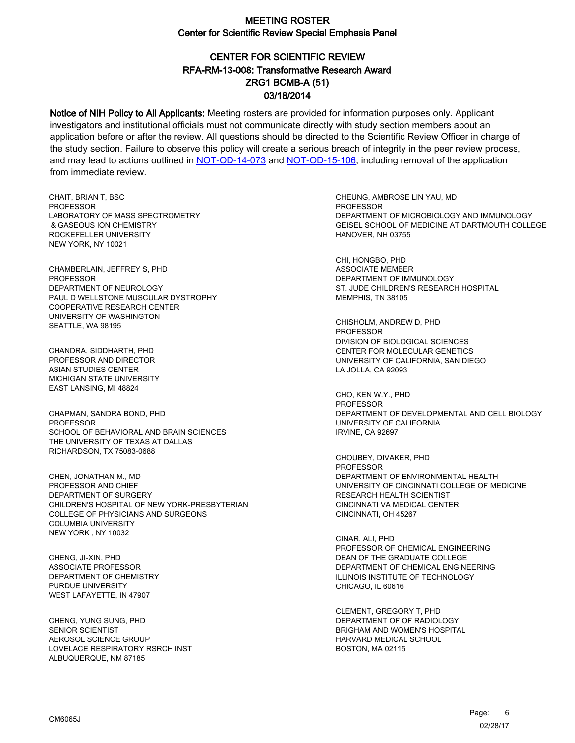# MEETING ROSTER

## Center for Scientific Review Special Emphasis Panel

## CENTER FOR SCIENTIFIC REVIEW
## RFA-RM-13-008: Transformative Research Award
## ZRG1 BCMB-A (51)
## 03/18/2014

**Notice of NIH Policy to All Applicants:** Meeting rosters are provided for information purposes only. Applicant investigators and institutional officials must not communicate directly with study section members about an application before or after the review. All questions should be directed to the Scientific Review Officer in charge of the study section. Failure to observe this policy will create a serious breach of integrity in the peer review process, and may lead to actions outlined in NOT-OD-14-073 and NOT-OD-15-106, including removal of the application from immediate review.

CHAIT, BRIAN T, BSC
PROFESSOR
LABORATORY OF MASS SPECTROMETRY
& GASEOUS ION CHEMISTRY
ROCKEFELLER UNIVERSITY
NEW YORK, NY 10021

CHAMBERLAIN, JEFFREY S, PHD
PROFESSOR
DEPARTMENT OF NEUROLOGY
PAUL D WELLSTONE MUSCULAR DYSTROPHY
COOPERATIVE RESEARCH CENTER
UNIVERSITY OF WASHINGTON
SEATTLE, WA 98195

CHANDRA, SIDDHARTH, PHD
PROFESSOR AND DIRECTOR
ASIAN STUDIES CENTER
MICHIGAN STATE UNIVERSITY
EAST LANSING, MI 48824

CHAPMAN, SANDRA BOND, PHD
PROFESSOR
SCHOOL OF BEHAVIORAL AND BRAIN SCIENCES
THE UNIVERSITY OF TEXAS AT DALLAS
RICHARDSON, TX 75083-0688

CHEN, JONATHAN M., MD
PROFESSOR AND CHIEF
DEPARTMENT OF SURGERY
CHILDREN'S HOSPITAL OF NEW YORK-PRESBYTERIAN
COLLEGE OF PHYSICIANS AND SURGEONS
COLUMBIA UNIVERSITY
NEW YORK , NY 10032

CHENG, JI-XIN, PHD
ASSOCIATE PROFESSOR
DEPARTMENT OF CHEMISTRY
PURDUE UNIVERSITY
WEST LAFAYETTE, IN 47907

CHENG, YUNG SUNG, PHD
SENIOR SCIENTIST
AEROSOL SCIENCE GROUP
LOVELACE RESPIRATORY RSRCH INST
ALBUQUERQUE, NM 87185

CHEUNG, AMBROSE LIN YAU, MD
PROFESSOR
DEPARTMENT OF MICROBIOLOGY AND IMMUNOLOGY
GEISEL SCHOOL OF MEDICINE AT DARTMOUTH COLLEGE
HANOVER, NH 03755

CHI, HONGBO, PHD
ASSOCIATE MEMBER
DEPARTMENT OF IMMUNOLOGY
ST. JUDE CHILDREN'S RESEARCH HOSPITAL
MEMPHIS, TN 38105

CHISHOLM, ANDREW D, PHD
PROFESSOR
DIVISION OF BIOLOGICAL SCIENCES
CENTER FOR MOLECULAR GENETICS
UNIVERSITY OF CALIFORNIA, SAN DIEGO
LA JOLLA, CA 92093

CHO, KEN W.Y., PHD
PROFESSOR
DEPARTMENT OF DEVELOPMENTAL AND CELL BIOLOGY
UNIVERSITY OF CALIFORNIA
IRVINE, CA 92697

CHOUBEY, DIVAKER, PHD
PROFESSOR
DEPARTMENT OF ENVIRONMENTAL HEALTH
UNIVERSITY OF CINCINNATI COLLEGE OF MEDICINE
RESEARCH HEALTH SCIENTIST
CINCINNATI VA MEDICAL CENTER
CINCINNATI, OH 45267

CINAR, ALI, PHD
PROFESSOR OF CHEMICAL ENGINEERING
DEAN OF THE GRADUATE COLLEGE
DEPARTMENT OF CHEMICAL ENGINEERING
ILLINOIS INSTITUTE OF TECHNOLOGY
CHICAGO, IL 60616

CLEMENT, GREGORY T, PHD
DEPARTMENT OF OF RADIOLOGY
BRIGHAM AND WOMEN'S HOSPITAL
HARVARD MEDICAL SCHOOL
BOSTON, MA 02115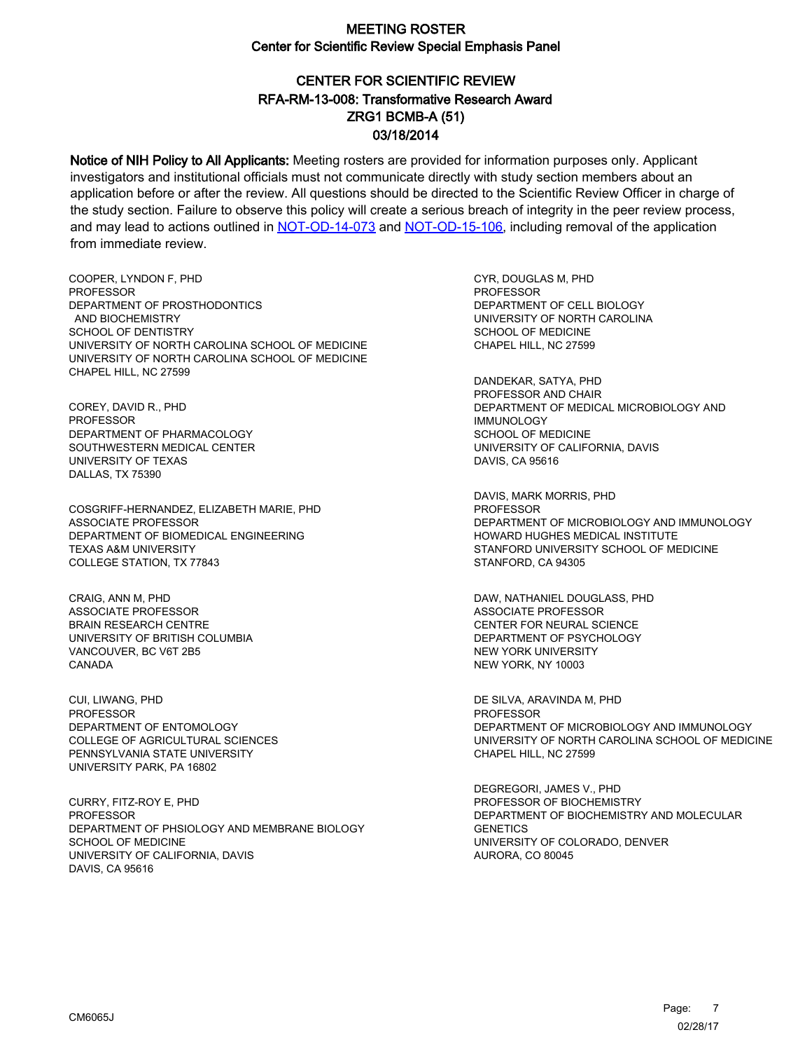# MEETING ROSTER
## Center for Scientific Review Special Emphasis Panel

## CENTER FOR SCIENTIFIC REVIEW
## RFA-RM-13-008: Transformative Research Award
## ZRG1 BCMB-A (51)
## 03/18/2014

**Notice of NIH Policy to All Applicants:** Meeting rosters are provided for information purposes only. Applicant investigators and institutional officials must not communicate directly with study section members about an application before or after the review. All questions should be directed to the Scientific Review Officer in charge of the study section. Failure to observe this policy will create a serious breach of integrity in the peer review process, and may lead to actions outlined in NOT-OD-14-073 and NOT-OD-15-106, including removal of the application from immediate review.

COOPER, LYNDON F, PHD
PROFESSOR
DEPARTMENT OF PROSTHODONTICS
AND BIOCHEMISTRY
SCHOOL OF DENTISTRY
UNIVERSITY OF NORTH CAROLINA SCHOOL OF MEDICINE
UNIVERSITY OF NORTH CAROLINA SCHOOL OF MEDICINE
CHAPEL HILL, NC 27599

COREY, DAVID R., PHD
PROFESSOR
DEPARTMENT OF PHARMACOLOGY
SOUTHWESTERN MEDICAL CENTER
UNIVERSITY OF TEXAS
DALLAS, TX 75390

COSGRIFF-HERNANDEZ, ELIZABETH MARIE, PHD
ASSOCIATE PROFESSOR
DEPARTMENT OF BIOMEDICAL ENGINEERING
TEXAS A&M UNIVERSITY
COLLEGE STATION, TX 77843

CRAIG, ANN M, PHD
ASSOCIATE PROFESSOR
BRAIN RESEARCH CENTRE
UNIVERSITY OF BRITISH COLUMBIA
VANCOUVER, BC V6T 2B5
CANADA

CUI, LIWANG, PHD
PROFESSOR
DEPARTMENT OF ENTOMOLOGY
COLLEGE OF AGRICULTURAL SCIENCES
PENNSYLVANIA STATE UNIVERSITY
UNIVERSITY PARK, PA 16802

CURRY, FITZ-ROY E, PHD
PROFESSOR
DEPARTMENT OF PHSIOLOGY AND MEMBRANE BIOLOGY
SCHOOL OF MEDICINE
UNIVERSITY OF CALIFORNIA, DAVIS
DAVIS, CA 95616

CYR, DOUGLAS M, PHD
PROFESSOR
DEPARTMENT OF CELL BIOLOGY
UNIVERSITY OF NORTH CAROLINA
SCHOOL OF MEDICINE
CHAPEL HILL, NC 27599

DANDEKAR, SATYA, PHD
PROFESSOR AND CHAIR
DEPARTMENT OF MEDICAL MICROBIOLOGY AND
IMMUNOLOGY
SCHOOL OF MEDICINE
UNIVERSITY OF CALIFORNIA, DAVIS
DAVIS, CA 95616

DAVIS, MARK MORRIS, PHD
PROFESSOR
DEPARTMENT OF MICROBIOLOGY AND IMMUNOLOGY
HOWARD HUGHES MEDICAL INSTITUTE
STANFORD UNIVERSITY SCHOOL OF MEDICINE
STANFORD, CA 94305

DAW, NATHANIEL DOUGLASS, PHD
ASSOCIATE PROFESSOR
CENTER FOR NEURAL SCIENCE
DEPARTMENT OF PSYCHOLOGY
NEW YORK UNIVERSITY
NEW YORK, NY 10003

DE SILVA, ARAVINDA M, PHD
PROFESSOR
DEPARTMENT OF MICROBIOLOGY AND IMMUNOLOGY
UNIVERSITY OF NORTH CAROLINA SCHOOL OF MEDICINE
CHAPEL HILL, NC 27599

DEGREGORI, JAMES V., PHD
PROFESSOR OF BIOCHEMISTRY
DEPARTMENT OF BIOCHEMISTRY AND MOLECULAR
GENETICS
UNIVERSITY OF COLORADO, DENVER
AURORA, CO 80045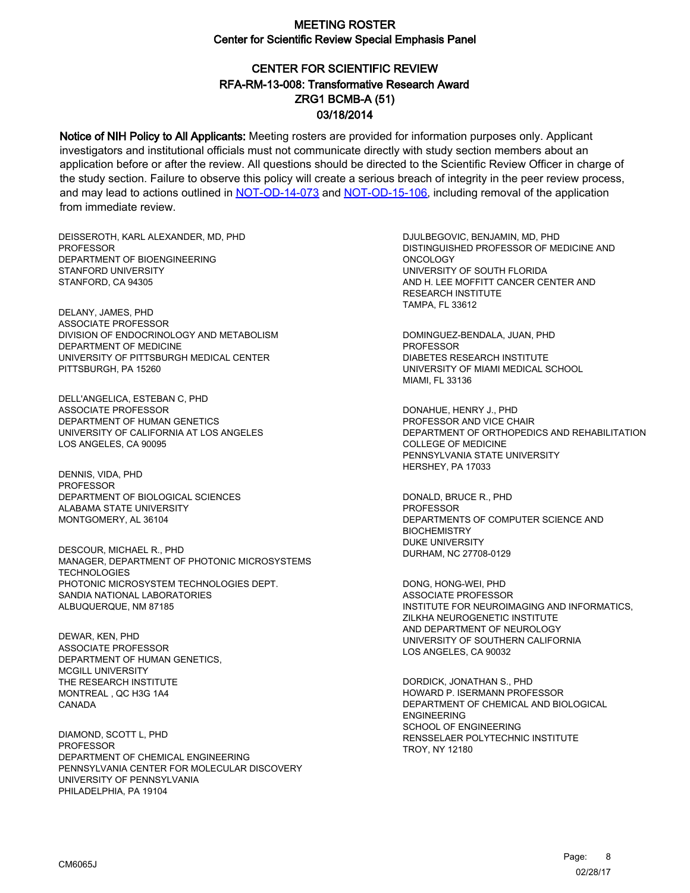# MEETING ROSTER

## Center for Scientific Review Special Emphasis Panel

## CENTER FOR SCIENTIFIC REVIEW
## RFA-RM-13-008: Transformative Research Award
## ZRG1 BCMB-A (51)
## 03/18/2014

**Notice of NIH Policy to All Applicants:** Meeting rosters are provided for information purposes only. Applicant investigators and institutional officials must not communicate directly with study section members about an application before or after the review. All questions should be directed to the Scientific Review Officer in charge of the study section. Failure to observe this policy will create a serious breach of integrity in the peer review process, and may lead to actions outlined in NOT-OD-14-073 and NOT-OD-15-106, including removal of the application from immediate review.

DEISSEROTH, KARL ALEXANDER, MD, PHD
PROFESSOR
DEPARTMENT OF BIOENGINEERING
STANFORD UNIVERSITY
STANFORD, CA 94305

DELANY, JAMES, PHD
ASSOCIATE PROFESSOR
DIVISION OF ENDOCRINOLOGY AND METABOLISM
DEPARTMENT OF MEDICINE
UNIVERSITY OF PITTSBURGH MEDICAL CENTER
PITTSBURGH, PA 15260

DELL'ANGELICA, ESTEBAN C, PHD
ASSOCIATE PROFESSOR
DEPARTMENT OF HUMAN GENETICS
UNIVERSITY OF CALIFORNIA AT LOS ANGELES
LOS ANGELES, CA 90095

DENNIS, VIDA, PHD
PROFESSOR
DEPARTMENT OF BIOLOGICAL SCIENCES
ALABAMA STATE UNIVERSITY
MONTGOMERY, AL 36104

DESCOUR, MICHAEL R., PHD
MANAGER, DEPARTMENT OF PHOTONIC MICROSYSTEMS TECHNOLOGIES
PHOTONIC MICROSYSTEM TECHNOLOGIES DEPT.
SANDIA NATIONAL LABORATORIES
ALBUQUERQUE, NM 87185

DEWAR, KEN, PHD
ASSOCIATE PROFESSOR
DEPARTMENT OF HUMAN GENETICS,
MCGILL UNIVERSITY
THE RESEARCH INSTITUTE
MONTREAL , QC H3G 1A4
CANADA

DIAMOND, SCOTT L, PHD
PROFESSOR
DEPARTMENT OF CHEMICAL ENGINEERING
PENNSYLVANIA CENTER FOR MOLECULAR DISCOVERY
UNIVERSITY OF PENNSYLVANIA
PHILADELPHIA, PA 19104

DJULBEGOVIC, BENJAMIN, MD, PHD
DISTINGUISHED PROFESSOR OF MEDICINE AND ONCOLOGY
UNIVERSITY OF SOUTH FLORIDA
AND H. LEE MOFFITT CANCER CENTER AND RESEARCH INSTITUTE
TAMPA, FL 33612

DOMINGUEZ-BENDALA, JUAN, PHD
PROFESSOR
DIABETES RESEARCH INSTITUTE
UNIVERSITY OF MIAMI MEDICAL SCHOOL
MIAMI, FL 33136

DONAHUE, HENRY J., PHD
PROFESSOR AND VICE CHAIR
DEPARTMENT OF ORTHOPEDICS AND REHABILITATION
COLLEGE OF MEDICINE
PENNSYLVANIA STATE UNIVERSITY
HERSHEY, PA 17033

DONALD, BRUCE R., PHD
PROFESSOR
DEPARTMENTS OF COMPUTER SCIENCE AND BIOCHEMISTRY
DUKE UNIVERSITY
DURHAM, NC 27708-0129

DONG, HONG-WEI, PHD
ASSOCIATE PROFESSOR
INSTITUTE FOR NEUROIMAGING AND INFORMATICS,
ZILKHA NEUROGENETIC INSTITUTE
AND DEPARTMENT OF NEUROLOGY
UNIVERSITY OF SOUTHERN CALIFORNIA
LOS ANGELES, CA 90032

DORDICK, JONATHAN S., PHD
HOWARD P. ISERMANN PROFESSOR
DEPARTMENT OF CHEMICAL AND BIOLOGICAL ENGINEERING
SCHOOL OF ENGINEERING
RENSSELAER POLYTECHNIC INSTITUTE
TROY, NY 12180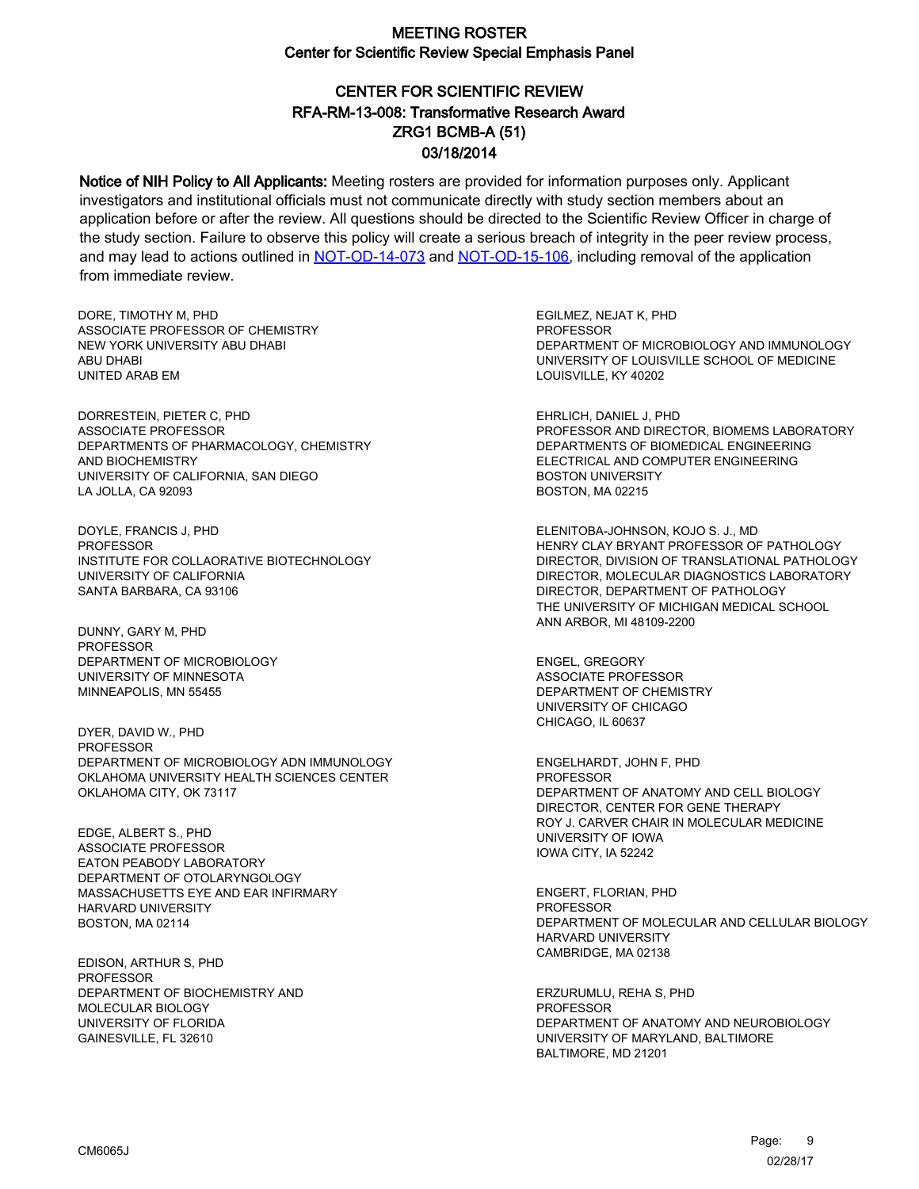# MEETING ROSTER
## Center for Scientific Review Special Emphasis Panel

### CENTER FOR SCIENTIFIC REVIEW
### RFA-RM-13-008: Transformative Research Award
### ZRG1 BCMB-A (51)
### 03/18/2014

**Notice of NIH Policy to All Applicants:** Meeting rosters are provided for information purposes only. Applicant investigators and institutional officials must not communicate directly with study section members about an application before or after the review. All questions should be directed to the Scientific Review Officer in charge of the study section. Failure to observe this policy will create a serious breach of integrity in the peer review process, and may lead to actions outlined in NOT-OD-14-073 and NOT-OD-15-106, including removal of the application from immediate review.

DORE, TIMOTHY M, PHD
ASSOCIATE PROFESSOR OF CHEMISTRY
NEW YORK UNIVERSITY ABU DHABI
ABU DHABI
UNITED ARAB EM

DORRESTEIN, PIETER C, PHD
ASSOCIATE PROFESSOR
DEPARTMENTS OF PHARMACOLOGY, CHEMISTRY AND BIOCHEMISTRY
UNIVERSITY OF CALIFORNIA, SAN DIEGO
LA JOLLA, CA 92093

DOYLE, FRANCIS J, PHD
PROFESSOR
INSTITUTE FOR COLLAORATIVE BIOTECHNOLOGY
UNIVERSITY OF CALIFORNIA
SANTA BARBARA, CA 93106

DUNNY, GARY M, PHD
PROFESSOR
DEPARTMENT OF MICROBIOLOGY
UNIVERSITY OF MINNESOTA
MINNEAPOLIS, MN 55455

DYER, DAVID W., PHD
PROFESSOR
DEPARTMENT OF MICROBIOLOGY ADN IMMUNOLOGY
OKLAHOMA UNIVERSITY HEALTH SCIENCES CENTER
OKLAHOMA CITY, OK 73117

EDGE, ALBERT S., PHD
ASSOCIATE PROFESSOR
EATON PEABODY LABORATORY
DEPARTMENT OF OTOLARYNGOLOGY
MASSACHUSETTS EYE AND EAR INFIRMARY
HARVARD UNIVERSITY
BOSTON, MA 02114

EDISON, ARTHUR S, PHD
PROFESSOR
DEPARTMENT OF BIOCHEMISTRY AND MOLECULAR BIOLOGY
UNIVERSITY OF FLORIDA
GAINESVILLE, FL 32610

EGILMEZ, NEJAT K, PHD
PROFESSOR
DEPARTMENT OF MICROBIOLOGY AND IMMUNOLOGY
UNIVERSITY OF LOUISVILLE SCHOOL OF MEDICINE
LOUISVILLE, KY 40202

EHRLICH, DANIEL J, PHD
PROFESSOR AND DIRECTOR, BIOMEMS LABORATORY
DEPARTMENTS OF BIOMEDICAL ENGINEERING
ELECTRICAL AND COMPUTER ENGINEERING
BOSTON UNIVERSITY
BOSTON, MA 02215

ELENITOBA-JOHNSON, KOJO S. J., MD
HENRY CLAY BRYANT PROFESSOR OF PATHOLOGY
DIRECTOR, DIVISION OF TRANSLATIONAL PATHOLOGY
DIRECTOR, MOLECULAR DIAGNOSTICS LABORATORY
DIRECTOR, DEPARTMENT OF PATHOLOGY
THE UNIVERSITY OF MICHIGAN MEDICAL SCHOOL
ANN ARBOR, MI 48109-2200

ENGEL, GREGORY
ASSOCIATE PROFESSOR
DEPARTMENT OF CHEMISTRY
UNIVERSITY OF CHICAGO
CHICAGO, IL 60637

ENGELHARDT, JOHN F, PHD
PROFESSOR
DEPARTMENT OF ANATOMY AND CELL BIOLOGY
DIRECTOR, CENTER FOR GENE THERAPY
ROY J. CARVER CHAIR IN MOLECULAR MEDICINE
UNIVERSITY OF IOWA
IOWA CITY, IA 52242

ENGERT, FLORIAN, PHD
PROFESSOR
DEPARTMENT OF MOLECULAR AND CELLULAR BIOLOGY
HARVARD UNIVERSITY
CAMBRIDGE, MA 02138

ERZURUMLU, REHA S, PHD
PROFESSOR
DEPARTMENT OF ANATOMY AND NEUROBIOLOGY
UNIVERSITY OF MARYLAND, BALTIMORE
BALTIMORE, MD 21201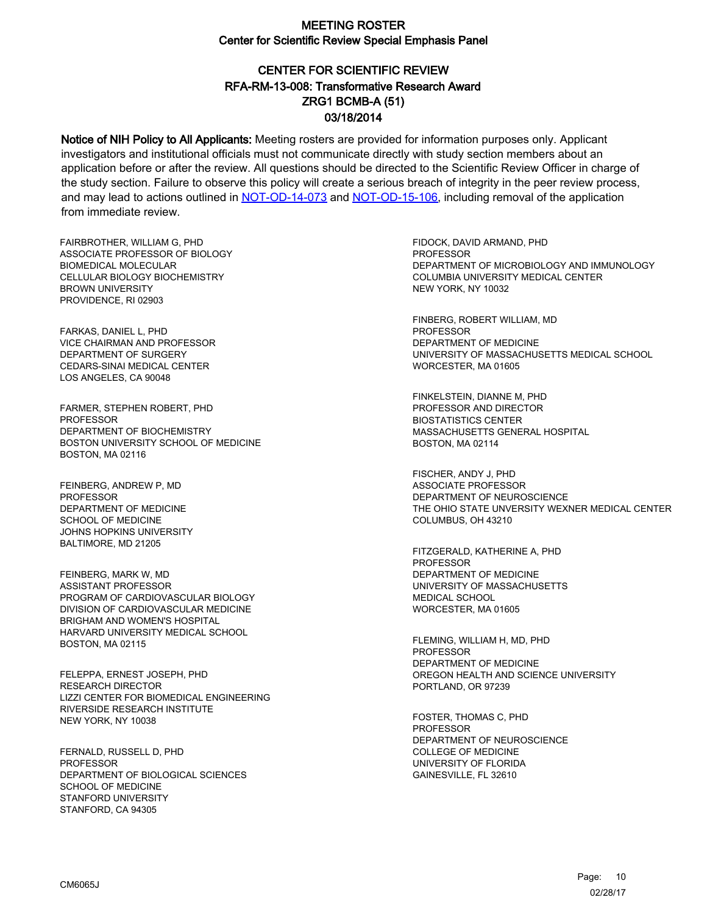# MEETING ROSTER
## Center for Scientific Review Special Emphasis Panel

## CENTER FOR SCIENTIFIC REVIEW
## RFA-RM-13-008: Transformative Research Award
## ZRG1 BCMB-A (51)
## 03/18/2014

**Notice of NIH Policy to All Applicants:** Meeting rosters are provided for information purposes only. Applicant investigators and institutional officials must not communicate directly with study section members about an application before or after the review. All questions should be directed to the Scientific Review Officer in charge of the study section. Failure to observe this policy will create a serious breach of integrity in the peer review process, and may lead to actions outlined in NOT-OD-14-073 and NOT-OD-15-106, including removal of the application from immediate review.

FAIRBROTHER, WILLIAM G, PHD
ASSOCIATE PROFESSOR OF BIOLOGY
BIOMEDICAL MOLECULAR
CELLULAR BIOLOGY BIOCHEMISTRY
BROWN UNIVERSITY
PROVIDENCE, RI 02903

FARKAS, DANIEL L, PHD
VICE CHAIRMAN AND PROFESSOR
DEPARTMENT OF SURGERY
CEDARS-SINAI MEDICAL CENTER
LOS ANGELES, CA 90048

FARMER, STEPHEN ROBERT, PHD
PROFESSOR
DEPARTMENT OF BIOCHEMISTRY
BOSTON UNIVERSITY SCHOOL OF MEDICINE
BOSTON, MA 02116

FEINBERG, ANDREW P, MD
PROFESSOR
DEPARTMENT OF MEDICINE
SCHOOL OF MEDICINE
JOHNS HOPKINS UNIVERSITY
BALTIMORE, MD 21205

FEINBERG, MARK W, MD
ASSISTANT PROFESSOR
PROGRAM OF CARDIOVASCULAR BIOLOGY
DIVISION OF CARDIOVASCULAR MEDICINE
BRIGHAM AND WOMEN'S HOSPITAL
HARVARD UNIVERSITY MEDICAL SCHOOL
BOSTON, MA 02115

FELEPPA, ERNEST JOSEPH, PHD
RESEARCH DIRECTOR
LIZZI CENTER FOR BIOMEDICAL ENGINEERING
RIVERSIDE RESEARCH INSTITUTE
NEW YORK, NY 10038

FERNALD, RUSSELL D, PHD
PROFESSOR
DEPARTMENT OF BIOLOGICAL SCIENCES
SCHOOL OF MEDICINE
STANFORD UNIVERSITY
STANFORD, CA 94305

FIDOCK, DAVID ARMAND, PHD
PROFESSOR
DEPARTMENT OF MICROBIOLOGY AND IMMUNOLOGY
COLUMBIA UNIVERSITY MEDICAL CENTER
NEW YORK, NY 10032

FINBERG, ROBERT WILLIAM, MD
PROFESSOR
DEPARTMENT OF MEDICINE
UNIVERSITY OF MASSACHUSETTS MEDICAL SCHOOL
WORCESTER, MA 01605

FINKELSTEIN, DIANNE M, PHD
PROFESSOR AND DIRECTOR
BIOSTATISTICS CENTER
MASSACHUSETTS GENERAL HOSPITAL
BOSTON, MA 02114

FISCHER, ANDY J, PHD
ASSOCIATE PROFESSOR
DEPARTMENT OF NEUROSCIENCE
THE OHIO STATE UNVERSITY WEXNER MEDICAL CENTER
COLUMBUS, OH 43210

FITZGERALD, KATHERINE A, PHD
PROFESSOR
DEPARTMENT OF MEDICINE
UNIVERSITY OF MASSACHUSETTS
MEDICAL SCHOOL
WORCESTER, MA 01605

FLEMING, WILLIAM H, MD, PHD
PROFESSOR
DEPARTMENT OF MEDICINE
OREGON HEALTH AND SCIENCE UNIVERSITY
PORTLAND, OR 97239

FOSTER, THOMAS C, PHD
PROFESSOR
DEPARTMENT OF NEUROSCIENCE
COLLEGE OF MEDICINE
UNIVERSITY OF FLORIDA
GAINESVILLE, FL 32610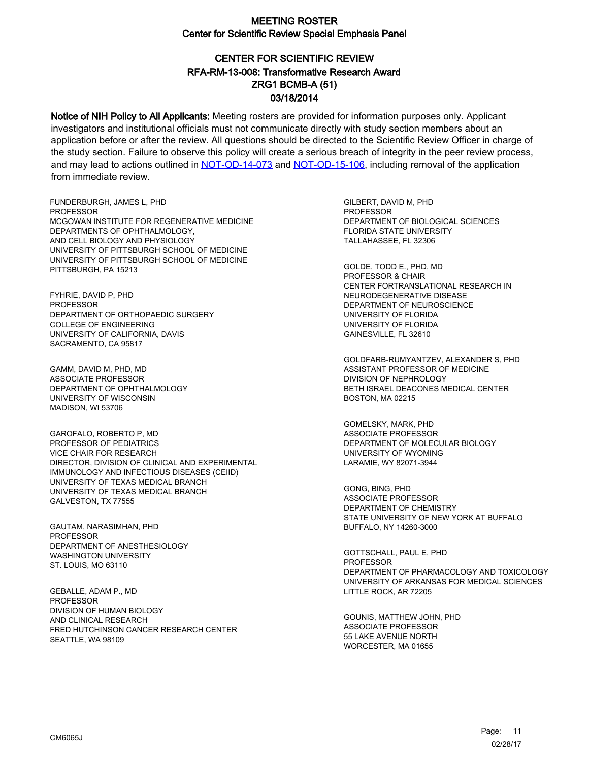# MEETING ROSTER

## Center for Scientific Review Special Emphasis Panel

### CENTER FOR SCIENTIFIC REVIEW
### RFA-RM-13-008: Transformative Research Award
### ZRG1 BCMB-A (51)
### 03/18/2014

**Notice of NIH Policy to All Applicants:** Meeting rosters are provided for information purposes only. Applicant investigators and institutional officials must not communicate directly with study section members about an application before or after the review. All questions should be directed to the Scientific Review Officer in charge of the study section. Failure to observe this policy will create a serious breach of integrity in the peer review process, and may lead to actions outlined in NOT-OD-14-073 and NOT-OD-15-106, including removal of the application from immediate review.

FUNDERBURGH, JAMES L, PHD
PROFESSOR
MCGOWAN INSTITUTE FOR REGENERATIVE MEDICINE
DEPARTMENTS OF OPHTHALMOLOGY,
AND CELL BIOLOGY AND PHYSIOLOGY
UNIVERSITY OF PITTSBURGH SCHOOL OF MEDICINE
UNIVERSITY OF PITTSBURGH SCHOOL OF MEDICINE
PITTSBURGH, PA 15213

FYHRIE, DAVID P, PHD
PROFESSOR
DEPARTMENT OF ORTHOPAEDIC SURGERY
COLLEGE OF ENGINEERING
UNIVERSITY OF CALIFORNIA, DAVIS
SACRAMENTO, CA 95817

GAMM, DAVID M, PHD, MD
ASSOCIATE PROFESSOR
DEPARTMENT OF OPHTHALMOLOGY
UNIVERSITY OF WISCONSIN
MADISON, WI 53706

GAROFALO, ROBERTO P, MD
PROFESSOR OF PEDIATRICS
VICE CHAIR FOR RESEARCH
DIRECTOR, DIVISION OF CLINICAL AND EXPERIMENTAL
IMMUNOLOGY AND INFECTIOUS DISEASES (CEIID)
UNIVERSITY OF TEXAS MEDICAL BRANCH
UNIVERSITY OF TEXAS MEDICAL BRANCH
GALVESTON, TX 77555

GAUTAM, NARASIMHAN, PHD
PROFESSOR
DEPARTMENT OF ANESTHESIOLOGY
WASHINGTON UNIVERSITY
ST. LOUIS, MO 63110

GEBALLE, ADAM P., MD
PROFESSOR
DIVISION OF HUMAN BIOLOGY
AND CLINICAL RESEARCH
FRED HUTCHINSON CANCER RESEARCH CENTER
SEATTLE, WA 98109

GILBERT, DAVID M, PHD
PROFESSOR
DEPARTMENT OF BIOLOGICAL SCIENCES
FLORIDA STATE UNIVERSITY
TALLAHASSEE, FL 32306

GOLDE, TODD E., PHD, MD
PROFESSOR & CHAIR
CENTER FORTRANSLATIONAL RESEARCH IN
NEURODEGENERATIVE DISEASE
DEPARTMENT OF NEUROSCIENCE
UNIVERSITY OF FLORIDA
UNIVERSITY OF FLORIDA
GAINESVILLE, FL 32610

GOLDFARB-RUMYANTZEV, ALEXANDER S, PHD
ASSISTANT PROFESSOR OF MEDICINE
DIVISION OF NEPHROLOGY
BETH ISRAEL DEACONES MEDICAL CENTER
BOSTON, MA 02215

GOMELSKY, MARK, PHD
ASSOCIATE PROFESSOR
DEPARTMENT OF MOLECULAR BIOLOGY
UNIVERSITY OF WYOMING
LARAMIE, WY 82071-3944

GONG, BING, PHD
ASSOCIATE PROFESSOR
DEPARTMENT OF CHEMISTRY
STATE UNIVERSITY OF NEW YORK AT BUFFALO
BUFFALO, NY 14260-3000

GOTTSCHALL, PAUL E, PHD
PROFESSOR
DEPARTMENT OF PHARMACOLOGY AND TOXICOLOGY
UNIVERSITY OF ARKANSAS FOR MEDICAL SCIENCES
LITTLE ROCK, AR 72205

GOUNIS, MATTHEW JOHN, PHD
ASSOCIATE PROFESSOR
55 LAKE AVENUE NORTH
WORCESTER, MA 01655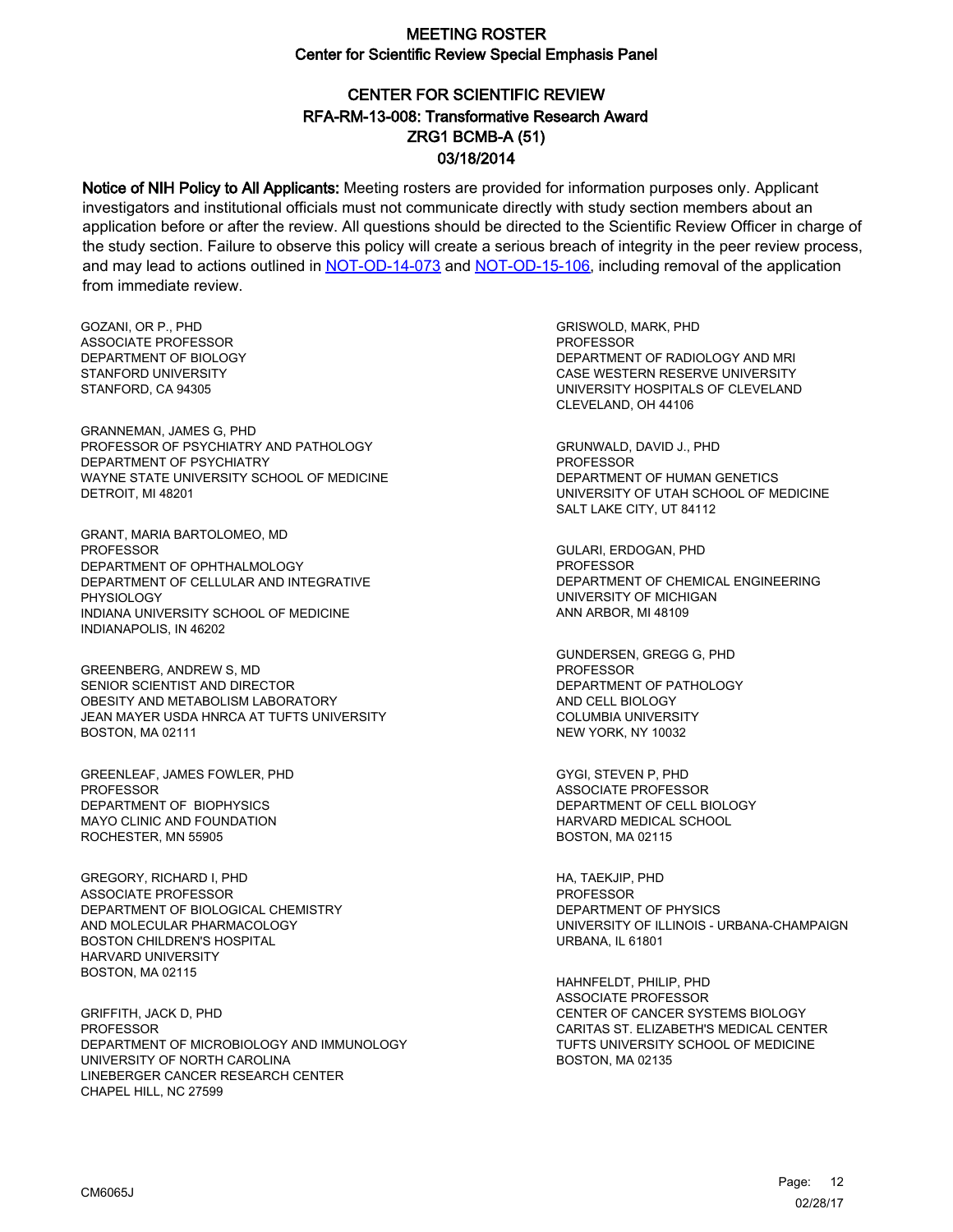# MEETING ROSTER

## Center for Scientific Review Special Emphasis Panel

### CENTER FOR SCIENTIFIC REVIEW
### RFA-RM-13-008: Transformative Research Award
### ZRG1 BCMB-A (51)
### 03/18/2014

**Notice of NIH Policy to All Applicants:** Meeting rosters are provided for information purposes only. Applicant investigators and institutional officials must not communicate directly with study section members about an application before or after the review. All questions should be directed to the Scientific Review Officer in charge of the study section. Failure to observe this policy will create a serious breach of integrity in the peer review process, and may lead to actions outlined in NOT-OD-14-073 and NOT-OD-15-106, including removal of the application from immediate review.

GOZANI, OR P., PHD
ASSOCIATE PROFESSOR
DEPARTMENT OF BIOLOGY
STANFORD UNIVERSITY
STANFORD, CA 94305

GRANNEMAN, JAMES G, PHD
PROFESSOR OF PSYCHIATRY AND PATHOLOGY
DEPARTMENT OF PSYCHIATRY
WAYNE STATE UNIVERSITY SCHOOL OF MEDICINE
DETROIT, MI 48201

GRANT, MARIA BARTOLOMEO, MD
PROFESSOR
DEPARTMENT OF OPHTHALMOLOGY
DEPARTMENT OF CELLULAR AND INTEGRATIVE PHYSIOLOGY
INDIANA UNIVERSITY SCHOOL OF MEDICINE
INDIANAPOLIS, IN 46202

GREENBERG, ANDREW S, MD
SENIOR SCIENTIST AND DIRECTOR
OBESITY AND METABOLISM LABORATORY
JEAN MAYER USDA HNRCA AT TUFTS UNIVERSITY
BOSTON, MA 02111

GREENLEAF, JAMES FOWLER, PHD
PROFESSOR
DEPARTMENT OF BIOPHYSICS
MAYO CLINIC AND FOUNDATION
ROCHESTER, MN 55905

GREGORY, RICHARD I, PHD
ASSOCIATE PROFESSOR
DEPARTMENT OF BIOLOGICAL CHEMISTRY
AND MOLECULAR PHARMACOLOGY
BOSTON CHILDREN'S HOSPITAL
HARVARD UNIVERSITY
BOSTON, MA 02115

GRIFFITH, JACK D, PHD
PROFESSOR
DEPARTMENT OF MICROBIOLOGY AND IMMUNOLOGY
UNIVERSITY OF NORTH CAROLINA
LINEBERGER CANCER RESEARCH CENTER
CHAPEL HILL, NC 27599

GRISWOLD, MARK, PHD
PROFESSOR
DEPARTMENT OF RADIOLOGY AND MRI
CASE WESTERN RESERVE UNIVERSITY
UNIVERSITY HOSPITALS OF CLEVELAND
CLEVELAND, OH 44106

GRUNWALD, DAVID J., PHD
PROFESSOR
DEPARTMENT OF HUMAN GENETICS
UNIVERSITY OF UTAH SCHOOL OF MEDICINE
SALT LAKE CITY, UT 84112

GULARI, ERDOGAN, PHD
PROFESSOR
DEPARTMENT OF CHEMICAL ENGINEERING
UNIVERSITY OF MICHIGAN
ANN ARBOR, MI 48109

GUNDERSEN, GREGG G, PHD
PROFESSOR
DEPARTMENT OF PATHOLOGY
AND CELL BIOLOGY
COLUMBIA UNIVERSITY
NEW YORK, NY 10032

GYGI, STEVEN P, PHD
ASSOCIATE PROFESSOR
DEPARTMENT OF CELL BIOLOGY
HARVARD MEDICAL SCHOOL
BOSTON, MA 02115

HA, TAEKJIP, PHD
PROFESSOR
DEPARTMENT OF PHYSICS
UNIVERSITY OF ILLINOIS - URBANA-CHAMPAIGN
URBANA, IL 61801

HAHNFELDT, PHILIP, PHD
ASSOCIATE PROFESSOR
CENTER OF CANCER SYSTEMS BIOLOGY
CARITAS ST. ELIZABETH'S MEDICAL CENTER
TUFTS UNIVERSITY SCHOOL OF MEDICINE
BOSTON, MA 02135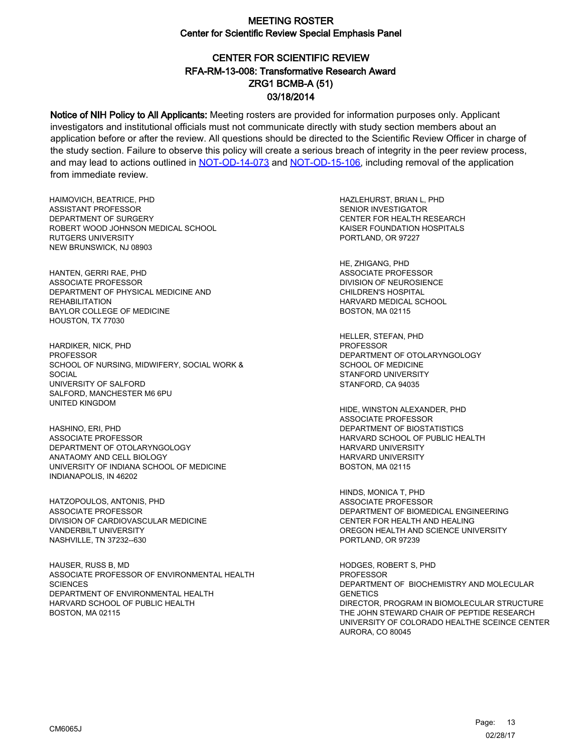# MEETING ROSTER
## Center for Scientific Review Special Emphasis Panel

## CENTER FOR SCIENTIFIC REVIEW
## RFA-RM-13-008: Transformative Research Award
## ZRG1 BCMB-A (51)
## 03/18/2014

**Notice of NIH Policy to All Applicants:** Meeting rosters are provided for information purposes only. Applicant investigators and institutional officials must not communicate directly with study section members about an application before or after the review. All questions should be directed to the Scientific Review Officer in charge of the study section. Failure to observe this policy will create a serious breach of integrity in the peer review process, and may lead to actions outlined in NOT-OD-14-073 and NOT-OD-15-106, including removal of the application from immediate review.

HAIMOVICH, BEATRICE, PHD
ASSISTANT PROFESSOR
DEPARTMENT OF SURGERY
ROBERT WOOD JOHNSON MEDICAL SCHOOL
RUTGERS UNIVERSITY
NEW BRUNSWICK, NJ 08903

HANTEN, GERRI RAE, PHD
ASSOCIATE PROFESSOR
DEPARTMENT OF PHYSICAL MEDICINE AND REHABILITATION
BAYLOR COLLEGE OF MEDICINE
HOUSTON, TX 77030

HARDIKER, NICK, PHD
PROFESSOR
SCHOOL OF NURSING, MIDWIFERY, SOCIAL WORK & SOCIAL
UNIVERSITY OF SALFORD
SALFORD, MANCHESTER M6 6PU
UNITED KINGDOM

HASHINO, ERI, PHD
ASSOCIATE PROFESSOR
DEPARTMENT OF OTOLARYNGOLOGY
ANATAOMY AND CELL BIOLOGY
UNIVERSITY OF INDIANA SCHOOL OF MEDICINE
INDIANAPOLIS, IN 46202

HATZOPOULOS, ANTONIS, PHD
ASSOCIATE PROFESSOR
DIVISION OF CARDIOVASCULAR MEDICINE
VANDERBILT UNIVERSITY
NASHVILLE, TN 37232--630

HAUSER, RUSS B, MD
ASSOCIATE PROFESSOR OF ENVIRONMENTAL HEALTH SCIENCES
DEPARTMENT OF ENVIRONMENTAL HEALTH
HARVARD SCHOOL OF PUBLIC HEALTH
BOSTON, MA 02115

HAZLEHURST, BRIAN L, PHD
SENIOR INVESTIGATOR
CENTER FOR HEALTH RESEARCH
KAISER FOUNDATION HOSPITALS
PORTLAND, OR 97227

HE, ZHIGANG, PHD
ASSOCIATE PROFESSOR
DIVISION OF NEUROSIENCE
CHILDREN'S HOSPITAL
HARVARD MEDICAL SCHOOL
BOSTON, MA 02115

HELLER, STEFAN, PHD
PROFESSOR
DEPARTMENT OF OTOLARYNGOLOGY
SCHOOL OF MEDICINE
STANFORD UNIVERSITY
STANFORD, CA 94035

HIDE, WINSTON ALEXANDER, PHD
ASSOCIATE PROFESSOR
DEPARTMENT OF BIOSTATISTICS
HARVARD SCHOOL OF PUBLIC HEALTH
HARVARD UNIVERSITY
HARVARD UNIVERSITY
BOSTON, MA 02115

HINDS, MONICA T, PHD
ASSOCIATE PROFESSOR
DEPARTMENT OF BIOMEDICAL ENGINEERING
CENTER FOR HEALTH AND HEALING
OREGON HEALTH AND SCIENCE UNIVERSITY
PORTLAND, OR 97239

HODGES, ROBERT S, PHD
PROFESSOR
DEPARTMENT OF BIOCHEMISTRY AND MOLECULAR GENETICS
DIRECTOR, PROGRAM IN BIOMOLECULAR STRUCTURE
THE JOHN STEWARD CHAIR OF PEPTIDE RESEARCH
UNIVERSITY OF COLORADO HEALTHE SCEINCE CENTER
AURORA, CO 80045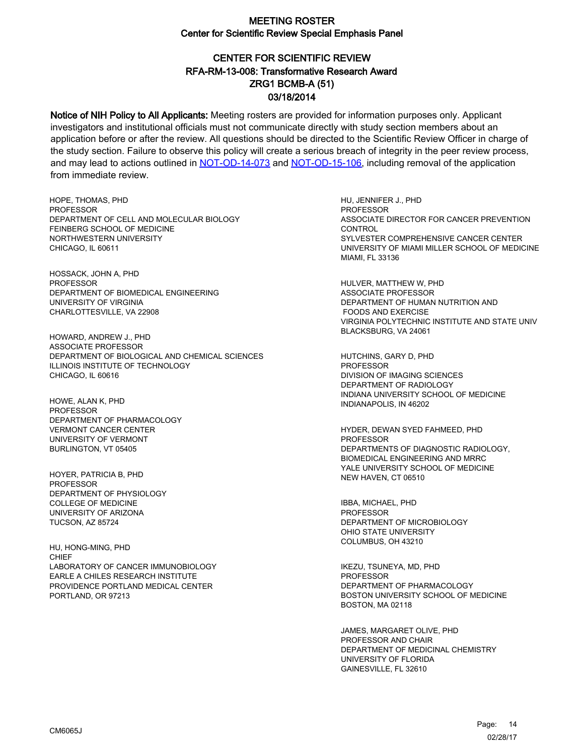# MEETING ROSTER
## Center for Scientific Review Special Emphasis Panel

## CENTER FOR SCIENTIFIC REVIEW
## RFA-RM-13-008: Transformative Research Award
## ZRG1 BCMB-A (51)
## 03/18/2014

**Notice of NIH Policy to All Applicants:** Meeting rosters are provided for information purposes only. Applicant investigators and institutional officials must not communicate directly with study section members about an application before or after the review. All questions should be directed to the Scientific Review Officer in charge of the study section. Failure to observe this policy will create a serious breach of integrity in the peer review process, and may lead to actions outlined in NOT-OD-14-073 and NOT-OD-15-106, including removal of the application from immediate review.

HOPE, THOMAS, PHD
PROFESSOR
DEPARTMENT OF CELL AND MOLECULAR BIOLOGY
FEINBERG SCHOOL OF MEDICINE
NORTHWESTERN UNIVERSITY
CHICAGO, IL 60611

HOSSACK, JOHN A, PHD
PROFESSOR
DEPARTMENT OF BIOMEDICAL ENGINEERING
UNIVERSITY OF VIRGINIA
CHARLOTTESVILLE, VA 22908

HOWARD, ANDREW J., PHD
ASSOCIATE PROFESSOR
DEPARTMENT OF BIOLOGICAL AND CHEMICAL SCIENCES
ILLINOIS INSTITUTE OF TECHNOLOGY
CHICAGO, IL 60616

HOWE, ALAN K, PHD
PROFESSOR
DEPARTMENT OF PHARMACOLOGY
VERMONT CANCER CENTER
UNIVERSITY OF VERMONT
BURLINGTON, VT 05405

HOYER, PATRICIA B, PHD
PROFESSOR
DEPARTMENT OF PHYSIOLOGY
COLLEGE OF MEDICINE
UNIVERSITY OF ARIZONA
TUCSON, AZ 85724

HU, HONG-MING, PHD
CHIEF
LABORATORY OF CANCER IMMUNOBIOLOGY
EARLE A CHILES RESEARCH INSTITUTE
PROVIDENCE PORTLAND MEDICAL CENTER
PORTLAND, OR 97213

HU, JENNIFER J., PHD
PROFESSOR
ASSOCIATE DIRECTOR FOR CANCER PREVENTION CONTROL
SYLVESTER COMPREHENSIVE CANCER CENTER
UNIVERSITY OF MIAMI MILLER SCHOOL OF MEDICINE
MIAMI, FL 33136

HULVER, MATTHEW W, PHD
ASSOCIATE PROFESSOR
DEPARTMENT OF HUMAN NUTRITION AND FOODS AND EXERCISE
VIRGINIA POLYTECHNIC INSTITUTE AND STATE UNIV
BLACKSBURG, VA 24061

HUTCHINS, GARY D, PHD
PROFESSOR
DIVISION OF IMAGING SCIENCES
DEPARTMENT OF RADIOLOGY
INDIANA UNIVERSITY SCHOOL OF MEDICINE
INDIANAPOLIS, IN 46202

HYDER, DEWAN SYED FAHMEED, PHD
PROFESSOR
DEPARTMENTS OF DIAGNOSTIC RADIOLOGY, BIOMEDICAL ENGINEERING AND MRRC
YALE UNIVERSITY SCHOOL OF MEDICINE
NEW HAVEN, CT 06510

IBBA, MICHAEL, PHD
PROFESSOR
DEPARTMENT OF MICROBIOLOGY
OHIO STATE UNIVERSITY
COLUMBUS, OH 43210

IKEZU, TSUNEYA, MD, PHD
PROFESSOR
DEPARTMENT OF PHARMACOLOGY
BOSTON UNIVERSITY SCHOOL OF MEDICINE
BOSTON, MA 02118

JAMES, MARGARET OLIVE, PHD
PROFESSOR AND CHAIR
DEPARTMENT OF MEDICINAL CHEMISTRY
UNIVERSITY OF FLORIDA
GAINESVILLE, FL 32610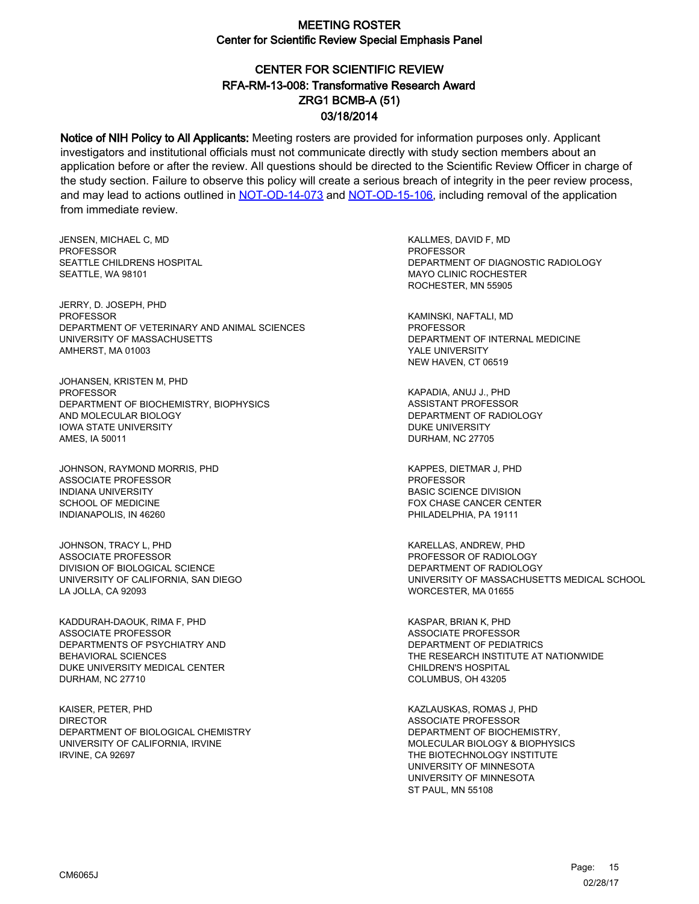# MEETING ROSTER

## Center for Scientific Review Special Emphasis Panel

### CENTER FOR SCIENTIFIC REVIEW
### RFA-RM-13-008: Transformative Research Award
### ZRG1 BCMB-A (51)
### 03/18/2014

**Notice of NIH Policy to All Applicants:** Meeting rosters are provided for information purposes only. Applicant investigators and institutional officials must not communicate directly with study section members about an application before or after the review. All questions should be directed to the Scientific Review Officer in charge of the study section. Failure to observe this policy will create a serious breach of integrity in the peer review process, and may lead to actions outlined in NOT-OD-14-073 and NOT-OD-15-106, including removal of the application from immediate review.

JENSEN, MICHAEL C, MD
PROFESSOR
SEATTLE CHILDRENS HOSPITAL
SEATTLE, WA 98101

JERRY, D. JOSEPH, PHD
PROFESSOR
DEPARTMENT OF VETERINARY AND ANIMAL SCIENCES
UNIVERSITY OF MASSACHUSETTS
AMHERST, MA 01003

JOHANSEN, KRISTEN M, PHD
PROFESSOR
DEPARTMENT OF BIOCHEMISTRY, BIOPHYSICS AND MOLECULAR BIOLOGY
IOWA STATE UNIVERSITY
AMES, IA 50011

JOHNSON, RAYMOND MORRIS, PHD
ASSOCIATE PROFESSOR
INDIANA UNIVERSITY
SCHOOL OF MEDICINE
INDIANAPOLIS, IN 46260

JOHNSON, TRACY L, PHD
ASSOCIATE PROFESSOR
DIVISION OF BIOLOGICAL SCIENCE
UNIVERSITY OF CALIFORNIA, SAN DIEGO
LA JOLLA, CA 92093

KADDURAH-DAOUK, RIMA F, PHD
ASSOCIATE PROFESSOR
DEPARTMENTS OF PSYCHIATRY AND BEHAVIORAL SCIENCES
DUKE UNIVERSITY MEDICAL CENTER
DURHAM, NC 27710

KAISER, PETER, PHD
DIRECTOR
DEPARTMENT OF BIOLOGICAL CHEMISTRY
UNIVERSITY OF CALIFORNIA, IRVINE
IRVINE, CA 92697

KALLMES, DAVID F, MD
PROFESSOR
DEPARTMENT OF DIAGNOSTIC RADIOLOGY
MAYO CLINIC ROCHESTER
ROCHESTER, MN 55905

KAMINSKI, NAFTALI, MD
PROFESSOR
DEPARTMENT OF INTERNAL MEDICINE
YALE UNIVERSITY
NEW HAVEN, CT 06519

KAPADIA, ANUJ J., PHD
ASSISTANT PROFESSOR
DEPARTMENT OF RADIOLOGY
DUKE UNIVERSITY
DURHAM, NC 27705

KAPPES, DIETMAR J, PHD
PROFESSOR
BASIC SCIENCE DIVISION
FOX CHASE CANCER CENTER
PHILADELPHIA, PA 19111

KARELLAS, ANDREW, PHD
PROFESSOR OF RADIOLOGY
DEPARTMENT OF RADIOLOGY
UNIVERSITY OF MASSACHUSETTS MEDICAL SCHOOL
WORCESTER, MA 01655

KASPAR, BRIAN K, PHD
ASSOCIATE PROFESSOR
DEPARTMENT OF PEDIATRICS
THE RESEARCH INSTITUTE AT NATIONWIDE CHILDREN'S HOSPITAL
COLUMBUS, OH 43205

KAZLAUSKAS, ROMAS J, PHD
ASSOCIATE PROFESSOR
DEPARTMENT OF BIOCHEMISTRY, MOLECULAR BIOLOGY & BIOPHYSICS
THE BIOTECHNOLOGY INSTITUTE
UNIVERSITY OF MINNESOTA
UNIVERSITY OF MINNESOTA
ST PAUL, MN 55108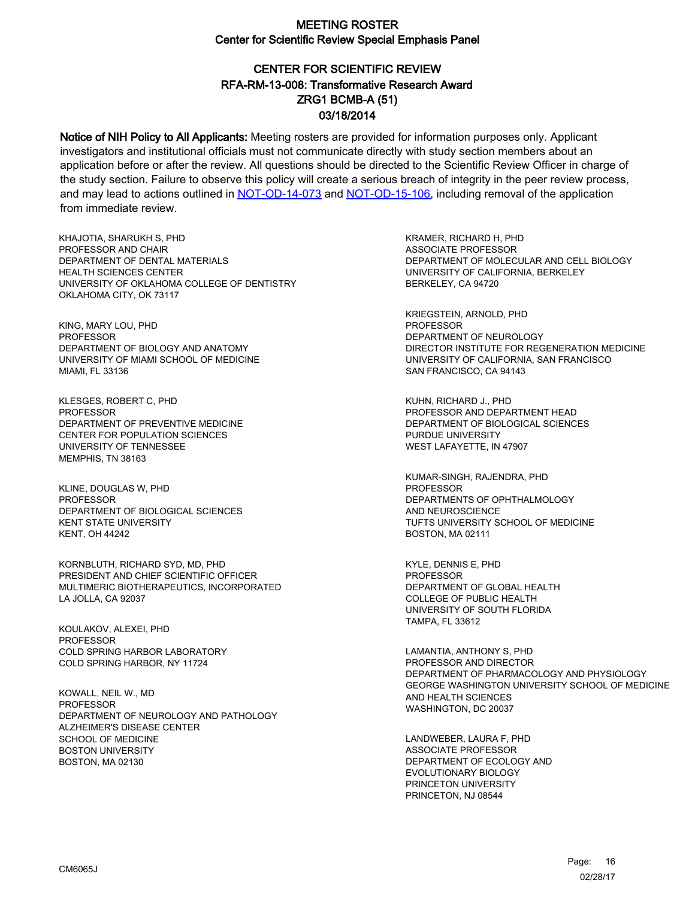# MEETING ROSTER
## Center for Scientific Review Special Emphasis Panel

## CENTER FOR SCIENTIFIC REVIEW
## RFA-RM-13-008: Transformative Research Award
## ZRG1 BCMB-A (51)
## 03/18/2014

**Notice of NIH Policy to All Applicants:** Meeting rosters are provided for information purposes only. Applicant investigators and institutional officials must not communicate directly with study section members about an application before or after the review. All questions should be directed to the Scientific Review Officer in charge of the study section. Failure to observe this policy will create a serious breach of integrity in the peer review process, and may lead to actions outlined in NOT-OD-14-073 and NOT-OD-15-106, including removal of the application from immediate review.

KHAJOTIA, SHARUKH S, PHD
PROFESSOR AND CHAIR
DEPARTMENT OF DENTAL MATERIALS
HEALTH SCIENCES CENTER
UNIVERSITY OF OKLAHOMA COLLEGE OF DENTISTRY
OKLAHOMA CITY, OK 73117

KING, MARY LOU, PHD
PROFESSOR
DEPARTMENT OF BIOLOGY AND ANATOMY
UNIVERSITY OF MIAMI SCHOOL OF MEDICINE
MIAMI, FL 33136

KLESGES, ROBERT C, PHD
PROFESSOR
DEPARTMENT OF PREVENTIVE MEDICINE
CENTER FOR POPULATION SCIENCES
UNIVERSITY OF TENNESSEE
MEMPHIS, TN 38163

KLINE, DOUGLAS W, PHD
PROFESSOR
DEPARTMENT OF BIOLOGICAL SCIENCES
KENT STATE UNIVERSITY
KENT, OH 44242

KORNBLUTH, RICHARD SYD, MD, PHD
PRESIDENT AND CHIEF SCIENTIFIC OFFICER
MULTIMERIC BIOTHERAPEUTICS, INCORPORATED
LA JOLLA, CA 92037

KOULAKOV, ALEXEI, PHD
PROFESSOR
COLD SPRING HARBOR LABORATORY
COLD SPRING HARBOR, NY 11724

KOWALL, NEIL W., MD
PROFESSOR
DEPARTMENT OF NEUROLOGY AND PATHOLOGY
ALZHEIMER'S DISEASE CENTER
SCHOOL OF MEDICINE
BOSTON UNIVERSITY
BOSTON, MA 02130

KRAMER, RICHARD H, PHD
ASSOCIATE PROFESSOR
DEPARTMENT OF MOLECULAR AND CELL BIOLOGY
UNIVERSITY OF CALIFORNIA, BERKELEY
BERKELEY, CA 94720

KRIEGSTEIN, ARNOLD, PHD
PROFESSOR
DEPARTMENT OF NEUROLOGY
DIRECTOR INSTITUTE FOR REGENERATION MEDICINE
UNIVERSITY OF CALIFORNIA, SAN FRANCISCO
SAN FRANCISCO, CA 94143

KUHN, RICHARD J., PHD
PROFESSOR AND DEPARTMENT HEAD
DEPARTMENT OF BIOLOGICAL SCIENCES
PURDUE UNIVERSITY
WEST LAFAYETTE, IN 47907

KUMAR-SINGH, RAJENDRA, PHD
PROFESSOR
DEPARTMENTS OF OPHTHALMOLOGY
AND NEUROSCIENCE
TUFTS UNIVERSITY SCHOOL OF MEDICINE
BOSTON, MA 02111

KYLE, DENNIS E, PHD
PROFESSOR
DEPARTMENT OF GLOBAL HEALTH
COLLEGE OF PUBLIC HEALTH
UNIVERSITY OF SOUTH FLORIDA
TAMPA, FL 33612

LAMANTIA, ANTHONY S, PHD
PROFESSOR AND DIRECTOR
DEPARTMENT OF PHARMACOLOGY AND PHYSIOLOGY
GEORGE WASHINGTON UNIVERSITY SCHOOL OF MEDICINE
AND HEALTH SCIENCES
WASHINGTON, DC 20037

LANDWEBER, LAURA F, PHD
ASSOCIATE PROFESSOR
DEPARTMENT OF ECOLOGY AND
EVOLUTIONARY BIOLOGY
PRINCETON UNIVERSITY
PRINCETON, NJ 08544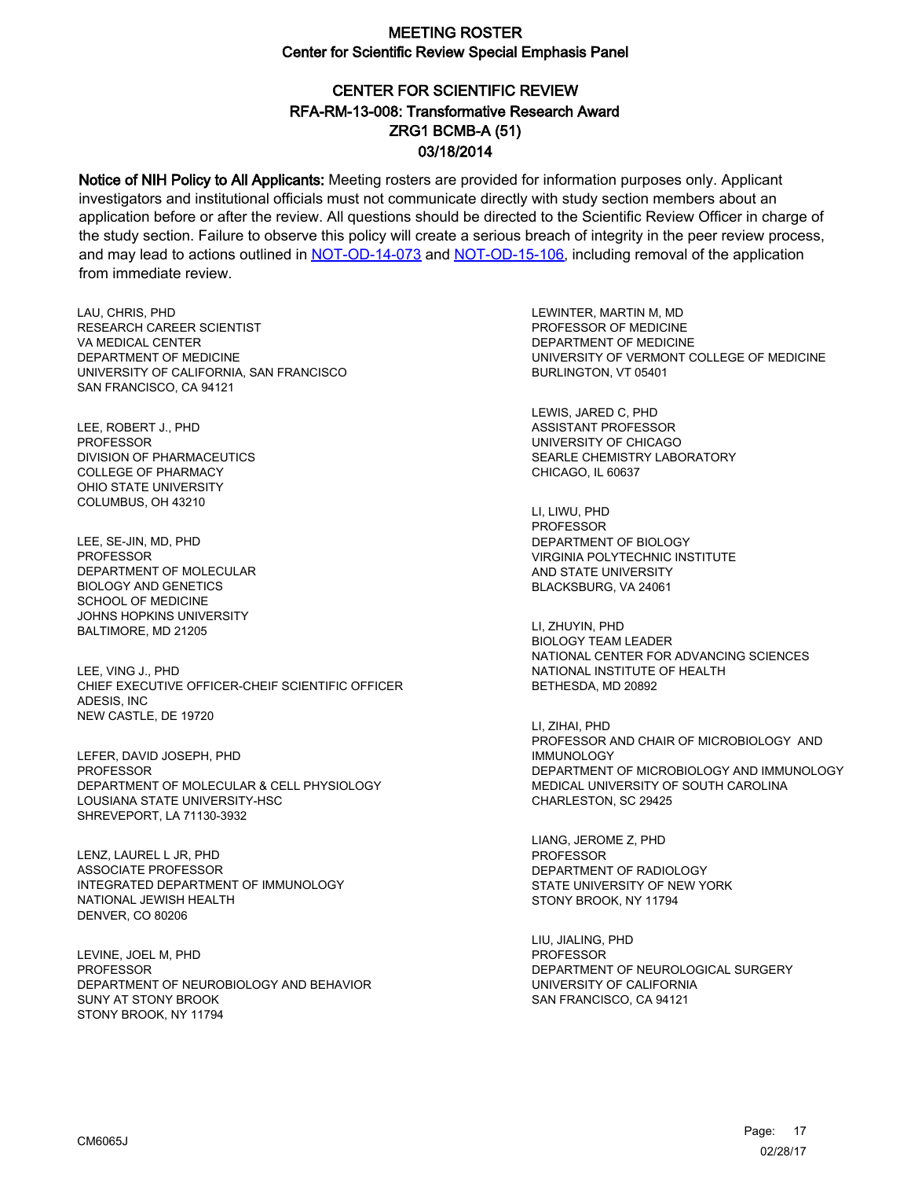# MEETING ROSTER
## Center for Scientific Review Special Emphasis Panel

## CENTER FOR SCIENTIFIC REVIEW
## RFA-RM-13-008: Transformative Research Award
## ZRG1 BCMB-A (51)
## 03/18/2014

**Notice of NIH Policy to All Applicants:** Meeting rosters are provided for information purposes only. Applicant investigators and institutional officials must not communicate directly with study section members about an application before or after the review. All questions should be directed to the Scientific Review Officer in charge of the study section. Failure to observe this policy will create a serious breach of integrity in the peer review process, and may lead to actions outlined in NOT-OD-14-073 and NOT-OD-15-106, including removal of the application from immediate review.

LAU, CHRIS, PHD
RESEARCH CAREER SCIENTIST
VA MEDICAL CENTER
DEPARTMENT OF MEDICINE
UNIVERSITY OF CALIFORNIA, SAN FRANCISCO
SAN FRANCISCO, CA 94121

LEE, ROBERT J., PHD
PROFESSOR
DIVISION OF PHARMACEUTICS
COLLEGE OF PHARMACY
OHIO STATE UNIVERSITY
COLUMBUS, OH 43210

LEE, SE-JIN, MD, PHD
PROFESSOR
DEPARTMENT OF MOLECULAR
BIOLOGY AND GENETICS
SCHOOL OF MEDICINE
JOHNS HOPKINS UNIVERSITY
BALTIMORE, MD 21205

LEE, VING J., PHD
CHIEF EXECUTIVE OFFICER-CHEIF SCIENTIFIC OFFICER
ADESIS, INC
NEW CASTLE, DE 19720

LEFER, DAVID JOSEPH, PHD
PROFESSOR
DEPARTMENT OF MOLECULAR & CELL PHYSIOLOGY
LOUSIANA STATE UNIVERSITY-HSC
SHREVEPORT, LA 71130-3932

LENZ, LAUREL L JR, PHD
ASSOCIATE PROFESSOR
INTEGRATED DEPARTMENT OF IMMUNOLOGY
NATIONAL JEWISH HEALTH
DENVER, CO 80206

LEVINE, JOEL M, PHD
PROFESSOR
DEPARTMENT OF NEUROBIOLOGY AND BEHAVIOR
SUNY AT STONY BROOK
STONY BROOK, NY 11794

LEWINTER, MARTIN M, MD
PROFESSOR OF MEDICINE
DEPARTMENT OF MEDICINE
UNIVERSITY OF VERMONT COLLEGE OF MEDICINE
BURLINGTON, VT 05401

LEWIS, JARED C, PHD
ASSISTANT PROFESSOR
UNIVERSITY OF CHICAGO
SEARLE CHEMISTRY LABORATORY
CHICAGO, IL 60637

LI, LIWU, PHD
PROFESSOR
DEPARTMENT OF BIOLOGY
VIRGINIA POLYTECHNIC INSTITUTE
AND STATE UNIVERSITY
BLACKSBURG, VA 24061

LI, ZHUYIN, PHD
BIOLOGY TEAM LEADER
NATIONAL CENTER FOR ADVANCING SCIENCES
NATIONAL INSTITUTE OF HEALTH
BETHESDA, MD 20892

LI, ZIHAI, PHD
PROFESSOR AND CHAIR OF MICROBIOLOGY AND IMMUNOLOGY
DEPARTMENT OF MICROBIOLOGY AND IMMUNOLOGY
MEDICAL UNIVERSITY OF SOUTH CAROLINA
CHARLESTON, SC 29425

LIANG, JEROME Z, PHD
PROFESSOR
DEPARTMENT OF RADIOLOGY
STATE UNIVERSITY OF NEW YORK
STONY BROOK, NY 11794

LIU, JIALING, PHD
PROFESSOR
DEPARTMENT OF NEUROLOGICAL SURGERY
UNIVERSITY OF CALIFORNIA
SAN FRANCISCO, CA 94121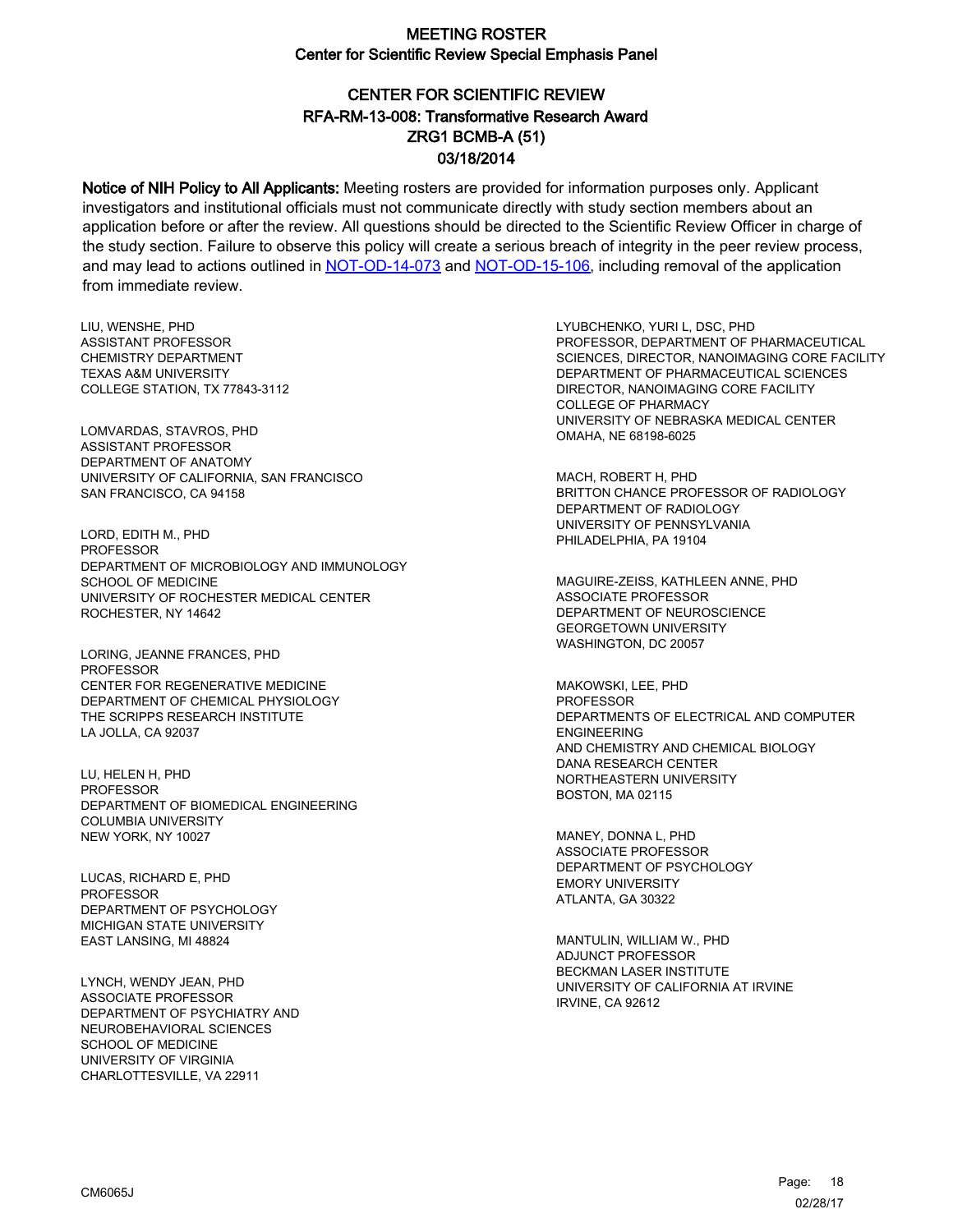# MEETING ROSTER
## Center for Scientific Review Special Emphasis Panel

## CENTER FOR SCIENTIFIC REVIEW
## RFA-RM-13-008: Transformative Research Award
## ZRG1 BCMB-A (51)
## 03/18/2014

**Notice of NIH Policy to All Applicants:** Meeting rosters are provided for information purposes only. Applicant investigators and institutional officials must not communicate directly with study section members about an application before or after the review. All questions should be directed to the Scientific Review Officer in charge of the study section. Failure to observe this policy will create a serious breach of integrity in the peer review process, and may lead to actions outlined in NOT-OD-14-073 and NOT-OD-15-106, including removal of the application from immediate review.

LIU, WENSHE, PHD
ASSISTANT PROFESSOR
CHEMISTRY DEPARTMENT
TEXAS A&M UNIVERSITY
COLLEGE STATION, TX 77843-3112

LOMVARDAS, STAVROS, PHD
ASSISTANT PROFESSOR
DEPARTMENT OF ANATOMY
UNIVERSITY OF CALIFORNIA, SAN FRANCISCO
SAN FRANCISCO, CA 94158

LORD, EDITH M., PHD
PROFESSOR
DEPARTMENT OF MICROBIOLOGY AND IMMUNOLOGY
SCHOOL OF MEDICINE
UNIVERSITY OF ROCHESTER MEDICAL CENTER
ROCHESTER, NY 14642

LORING, JEANNE FRANCES, PHD
PROFESSOR
CENTER FOR REGENERATIVE MEDICINE
DEPARTMENT OF CHEMICAL PHYSIOLOGY
THE SCRIPPS RESEARCH INSTITUTE
LA JOLLA, CA 92037

LU, HELEN H, PHD
PROFESSOR
DEPARTMENT OF BIOMEDICAL ENGINEERING
COLUMBIA UNIVERSITY
NEW YORK, NY 10027

LUCAS, RICHARD E, PHD
PROFESSOR
DEPARTMENT OF PSYCHOLOGY
MICHIGAN STATE UNIVERSITY
EAST LANSING, MI 48824

LYNCH, WENDY JEAN, PHD
ASSOCIATE PROFESSOR
DEPARTMENT OF PSYCHIATRY AND
NEUROBEHAVIORAL SCIENCES
SCHOOL OF MEDICINE
UNIVERSITY OF VIRGINIA
CHARLOTTESVILLE, VA 22911

LYUBCHENKO, YURI L, DSC, PHD
PROFESSOR, DEPARTMENT OF PHARMACEUTICAL
SCIENCES, DIRECTOR, NANOIMAGING CORE FACILITY
DEPARTMENT OF PHARMACEUTICAL SCIENCES
DIRECTOR, NANOIMAGING CORE FACILITY
COLLEGE OF PHARMACY
UNIVERSITY OF NEBRASKA MEDICAL CENTER
OMAHA, NE 68198-6025

MACH, ROBERT H, PHD
BRITTON CHANCE PROFESSOR OF RADIOLOGY
DEPARTMENT OF RADIOLOGY
UNIVERSITY OF PENNSYLVANIA
PHILADELPHIA, PA 19104

MAGUIRE-ZEISS, KATHLEEN ANNE, PHD
ASSOCIATE PROFESSOR
DEPARTMENT OF NEUROSCIENCE
GEORGETOWN UNIVERSITY
WASHINGTON, DC 20057

MAKOWSKI, LEE, PHD
PROFESSOR
DEPARTMENTS OF ELECTRICAL AND COMPUTER
ENGINEERING
AND CHEMISTRY AND CHEMICAL BIOLOGY
DANA RESEARCH CENTER
NORTHEASTERN UNIVERSITY
BOSTON, MA 02115

MANEY, DONNA L, PHD
ASSOCIATE PROFESSOR
DEPARTMENT OF PSYCHOLOGY
EMORY UNIVERSITY
ATLANTA, GA 30322

MANTULIN, WILLIAM W., PHD
ADJUNCT PROFESSOR
BECKMAN LASER INSTITUTE
UNIVERSITY OF CALIFORNIA AT IRVINE
IRVINE, CA 92612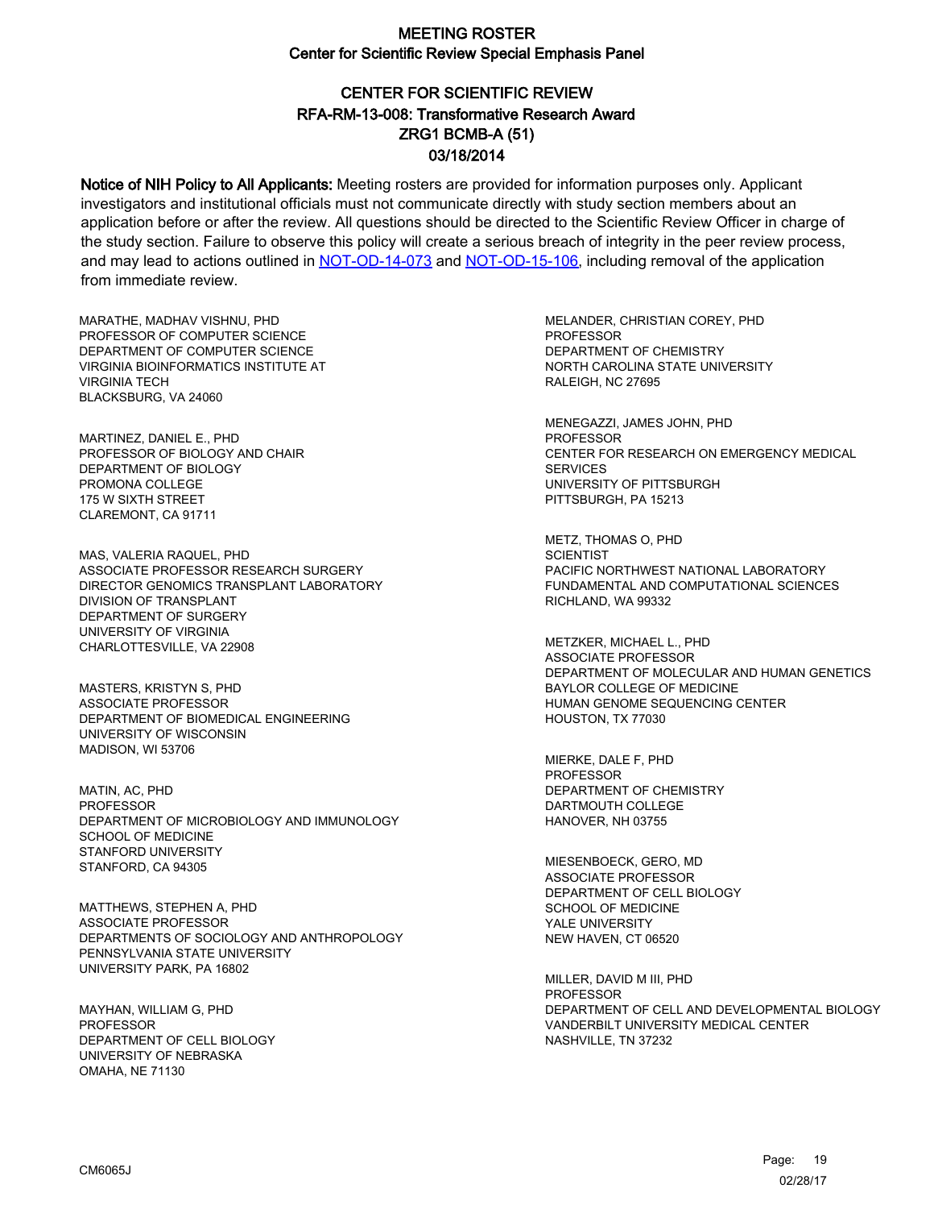# MEETING ROSTER
## Center for Scientific Review Special Emphasis Panel

## CENTER FOR SCIENTIFIC REVIEW
## RFA-RM-13-008: Transformative Research Award
## ZRG1 BCMB-A (51)
## 03/18/2014

**Notice of NIH Policy to All Applicants:** Meeting rosters are provided for information purposes only. Applicant investigators and institutional officials must not communicate directly with study section members about an application before or after the review. All questions should be directed to the Scientific Review Officer in charge of the study section. Failure to observe this policy will create a serious breach of integrity in the peer review process, and may lead to actions outlined in NOT-OD-14-073 and NOT-OD-15-106, including removal of the application from immediate review.

MARATHE, MADHAV VISHNU, PHD
PROFESSOR OF COMPUTER SCIENCE
DEPARTMENT OF COMPUTER SCIENCE
VIRGINIA BIOINFORMATICS INSTITUTE AT
VIRGINIA TECH
BLACKSBURG, VA 24060

MARTINEZ, DANIEL E., PHD
PROFESSOR OF BIOLOGY AND CHAIR
DEPARTMENT OF BIOLOGY
PROMONA COLLEGE
175 W SIXTH STREET
CLAREMONT, CA 91711

MAS, VALERIA RAQUEL, PHD
ASSOCIATE PROFESSOR RESEARCH SURGERY
DIRECTOR GENOMICS TRANSPLANT LABORATORY
DIVISION OF TRANSPLANT
DEPARTMENT OF SURGERY
UNIVERSITY OF VIRGINIA
CHARLOTTESVILLE, VA 22908

MASTERS, KRISTYN S, PHD
ASSOCIATE PROFESSOR
DEPARTMENT OF BIOMEDICAL ENGINEERING
UNIVERSITY OF WISCONSIN
MADISON, WI 53706

MATIN, AC, PHD
PROFESSOR
DEPARTMENT OF MICROBIOLOGY AND IMMUNOLOGY
SCHOOL OF MEDICINE
STANFORD UNIVERSITY
STANFORD, CA 94305

MATTHEWS, STEPHEN A, PHD
ASSOCIATE PROFESSOR
DEPARTMENTS OF SOCIOLOGY AND ANTHROPOLOGY
PENNSYLVANIA STATE UNIVERSITY
UNIVERSITY PARK, PA 16802

MAYHAN, WILLIAM G, PHD
PROFESSOR
DEPARTMENT OF CELL BIOLOGY
UNIVERSITY OF NEBRASKA
OMAHA, NE 71130

MELANDER, CHRISTIAN COREY, PHD
PROFESSOR
DEPARTMENT OF CHEMISTRY
NORTH CAROLINA STATE UNIVERSITY
RALEIGH, NC 27695

MENEGAZZI, JAMES JOHN, PHD
PROFESSOR
CENTER FOR RESEARCH ON EMERGENCY MEDICAL
SERVICES
UNIVERSITY OF PITTSBURGH
PITTSBURGH, PA 15213

METZ, THOMAS O, PHD
SCIENTIST
PACIFIC NORTHWEST NATIONAL LABORATORY
FUNDAMENTAL AND COMPUTATIONAL SCIENCES
RICHLAND, WA 99332

METZKER, MICHAEL L., PHD
ASSOCIATE PROFESSOR
DEPARTMENT OF MOLECULAR AND HUMAN GENETICS
BAYLOR COLLEGE OF MEDICINE
HUMAN GENOME SEQUENCING CENTER
HOUSTON, TX 77030

MIERKE, DALE F, PHD
PROFESSOR
DEPARTMENT OF CHEMISTRY
DARTMOUTH COLLEGE
HANOVER, NH 03755

MIESENBOECK, GERO, MD
ASSOCIATE PROFESSOR
DEPARTMENT OF CELL BIOLOGY
SCHOOL OF MEDICINE
YALE UNIVERSITY
NEW HAVEN, CT 06520

MILLER, DAVID M III, PHD
PROFESSOR
DEPARTMENT OF CELL AND DEVELOPMENTAL BIOLOGY
VANDERBILT UNIVERSITY MEDICAL CENTER
NASHVILLE, TN 37232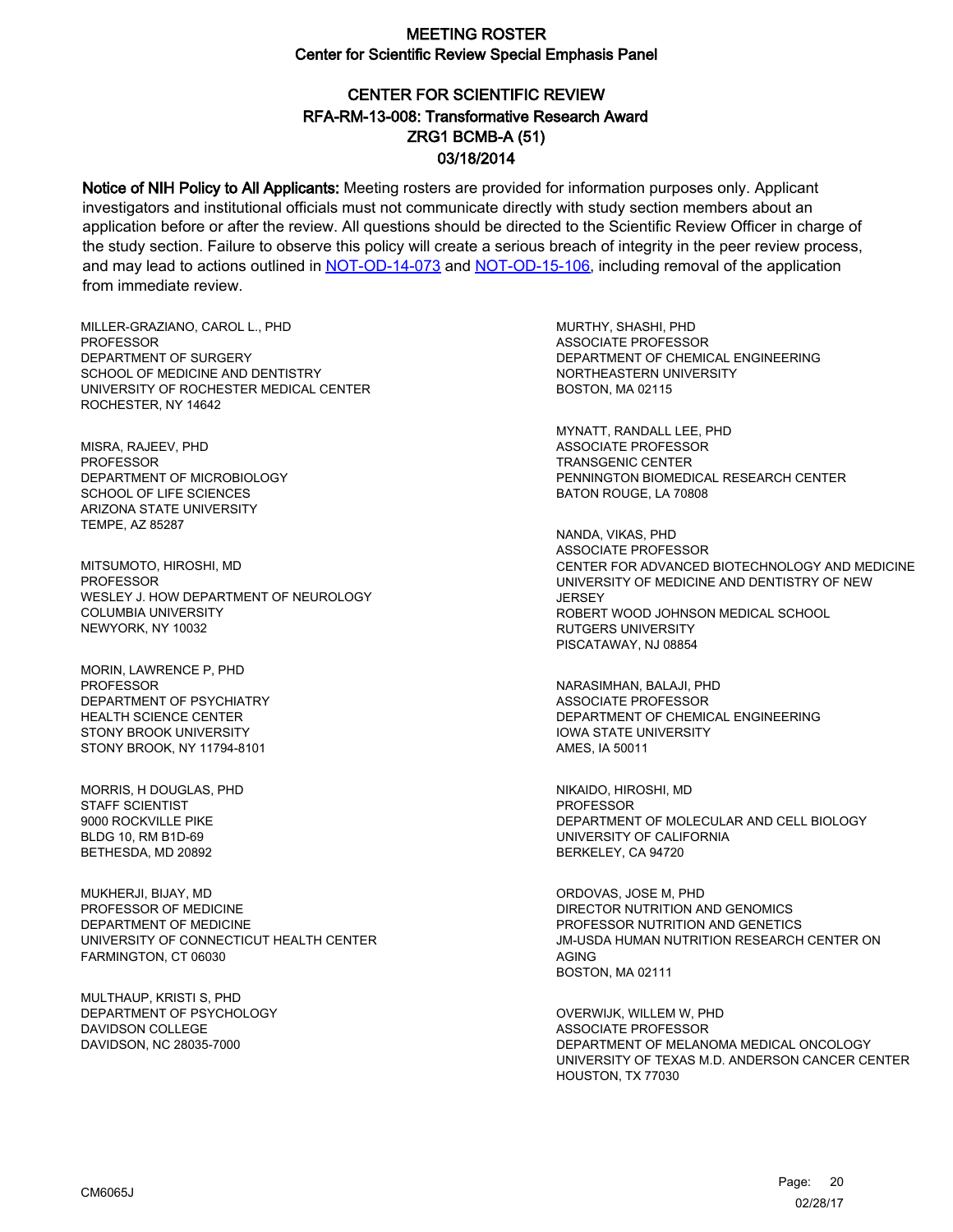# MEETING ROSTER

## Center for Scientific Review Special Emphasis Panel

### CENTER FOR SCIENTIFIC REVIEW
### RFA-RM-13-008: Transformative Research Award
### ZRG1 BCMB-A (51)
### 03/18/2014

**Notice of NIH Policy to All Applicants:** Meeting rosters are provided for information purposes only. Applicant investigators and institutional officials must not communicate directly with study section members about an application before or after the review. All questions should be directed to the Scientific Review Officer in charge of the study section. Failure to observe this policy will create a serious breach of integrity in the peer review process, and may lead to actions outlined in NOT-OD-14-073 and NOT-OD-15-106, including removal of the application from immediate review.

MILLER-GRAZIANO, CAROL L., PHD
PROFESSOR
DEPARTMENT OF SURGERY
SCHOOL OF MEDICINE AND DENTISTRY
UNIVERSITY OF ROCHESTER MEDICAL CENTER
ROCHESTER, NY 14642

MISRA, RAJEEV, PHD
PROFESSOR
DEPARTMENT OF MICROBIOLOGY
SCHOOL OF LIFE SCIENCES
ARIZONA STATE UNIVERSITY
TEMPE, AZ 85287

MITSUMOTO, HIROSHI, MD
PROFESSOR
WESLEY J. HOW DEPARTMENT OF NEUROLOGY
COLUMBIA UNIVERSITY
NEWYORK, NY 10032

MORIN, LAWRENCE P, PHD
PROFESSOR
DEPARTMENT OF PSYCHIATRY
HEALTH SCIENCE CENTER
STONY BROOK UNIVERSITY
STONY BROOK, NY 11794-8101

MORRIS, H DOUGLAS, PHD
STAFF SCIENTIST
9000 ROCKVILLE PIKE
BLDG 10, RM B1D-69
BETHESDA, MD 20892

MUKHERJI, BIJAY, MD
PROFESSOR OF MEDICINE
DEPARTMENT OF MEDICINE
UNIVERSITY OF CONNECTICUT HEALTH CENTER
FARMINGTON, CT 06030

MULTHAUP, KRISTI S, PHD
DEPARTMENT OF PSYCHOLOGY
DAVIDSON COLLEGE
DAVIDSON, NC 28035-7000

MURTHY, SHASHI, PHD
ASSOCIATE PROFESSOR
DEPARTMENT OF CHEMICAL ENGINEERING
NORTHEASTERN UNIVERSITY
BOSTON, MA 02115

MYNATT, RANDALL LEE, PHD
ASSOCIATE PROFESSOR
TRANSGENIC CENTER
PENNINGTON BIOMEDICAL RESEARCH CENTER
BATON ROUGE, LA 70808

NANDA, VIKAS, PHD
ASSOCIATE PROFESSOR
CENTER FOR ADVANCED BIOTECHNOLOGY AND MEDICINE
UNIVERSITY OF MEDICINE AND DENTISTRY OF NEW JERSEY
ROBERT WOOD JOHNSON MEDICAL SCHOOL
RUTGERS UNIVERSITY
PISCATAWAY, NJ 08854

NARASIMHAN, BALAJI, PHD
ASSOCIATE PROFESSOR
DEPARTMENT OF CHEMICAL ENGINEERING
IOWA STATE UNIVERSITY
AMES, IA 50011

NIKAIDO, HIROSHI, MD
PROFESSOR
DEPARTMENT OF MOLECULAR AND CELL BIOLOGY
UNIVERSITY OF CALIFORNIA
BERKELEY, CA 94720

ORDOVAS, JOSE M, PHD
DIRECTOR NUTRITION AND GENOMICS
PROFESSOR NUTRITION AND GENETICS
JM-USDA HUMAN NUTRITION RESEARCH CENTER ON AGING
BOSTON, MA 02111

OVERWIJK, WILLEM W, PHD
ASSOCIATE PROFESSOR
DEPARTMENT OF MELANOMA MEDICAL ONCOLOGY
UNIVERSITY OF TEXAS M.D. ANDERSON CANCER CENTER
HOUSTON, TX 77030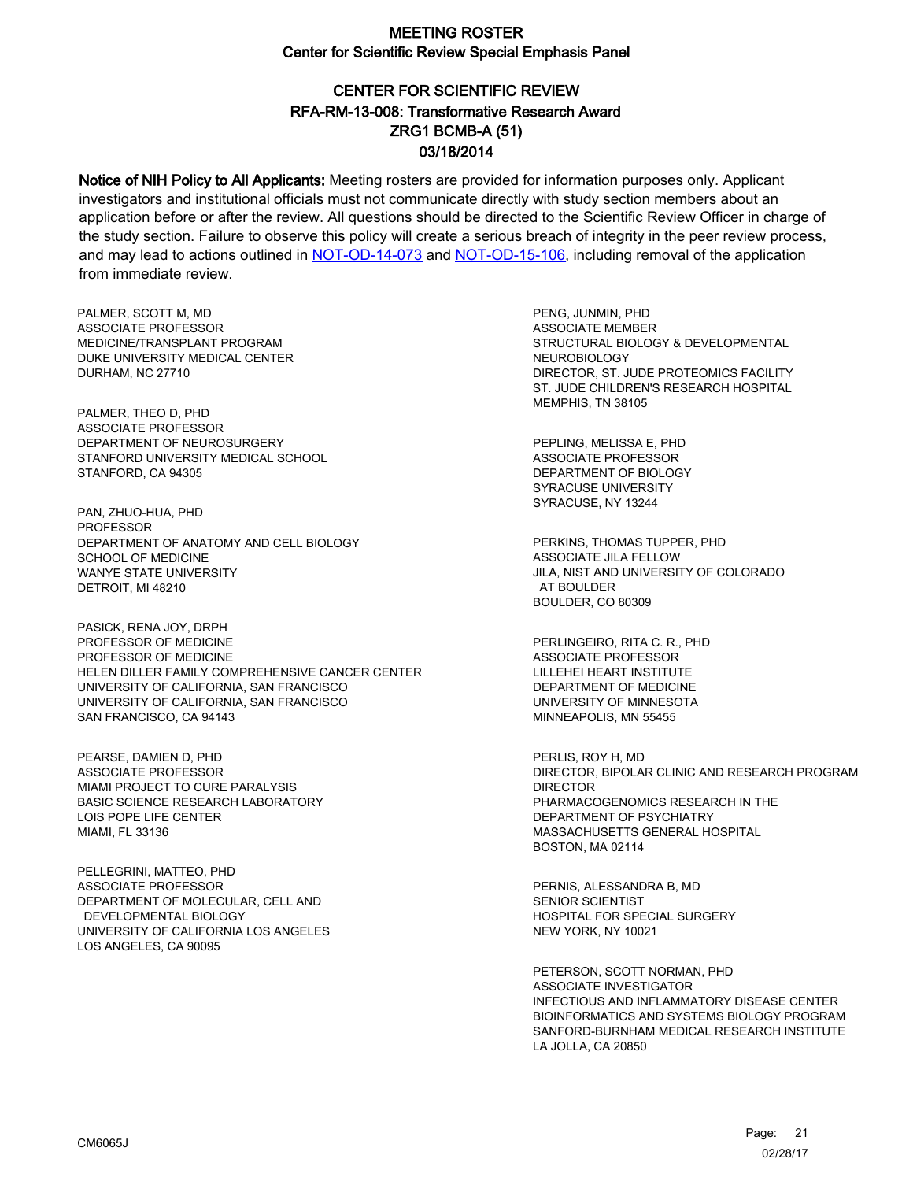# MEETING ROSTER

## Center for Scientific Review Special Emphasis Panel

## CENTER FOR SCIENTIFIC REVIEW
## RFA-RM-13-008: Transformative Research Award
## ZRG1 BCMB-A (51)
## 03/18/2014

**Notice of NIH Policy to All Applicants:** Meeting rosters are provided for information purposes only. Applicant investigators and institutional officials must not communicate directly with study section members about an application before or after the review. All questions should be directed to the Scientific Review Officer in charge of the study section. Failure to observe this policy will create a serious breach of integrity in the peer review process, and may lead to actions outlined in NOT-OD-14-073 and NOT-OD-15-106, including removal of the application from immediate review.

PALMER, SCOTT M, MD
ASSOCIATE PROFESSOR
MEDICINE/TRANSPLANT PROGRAM
DUKE UNIVERSITY MEDICAL CENTER
DURHAM, NC 27710

PALMER, THEO D, PHD
ASSOCIATE PROFESSOR
DEPARTMENT OF NEUROSURGERY
STANFORD UNIVERSITY MEDICAL SCHOOL
STANFORD, CA 94305

PAN, ZHUO-HUA, PHD
PROFESSOR
DEPARTMENT OF ANATOMY AND CELL BIOLOGY
SCHOOL OF MEDICINE
WANYE STATE UNIVERSITY
DETROIT, MI 48210

PASICK, RENA JOY, DRPH
PROFESSOR OF MEDICINE
PROFESSOR OF MEDICINE
HELEN DILLER FAMILY COMPREHENSIVE CANCER CENTER
UNIVERSITY OF CALIFORNIA, SAN FRANCISCO
UNIVERSITY OF CALIFORNIA, SAN FRANCISCO
SAN FRANCISCO, CA 94143

PEARSE, DAMIEN D, PHD
ASSOCIATE PROFESSOR
MIAMI PROJECT TO CURE PARALYSIS
BASIC SCIENCE RESEARCH LABORATORY
LOIS POPE LIFE CENTER
MIAMI, FL 33136

PELLEGRINI, MATTEO, PHD
ASSOCIATE PROFESSOR
DEPARTMENT OF MOLECULAR, CELL AND DEVELOPMENTAL BIOLOGY
UNIVERSITY OF CALIFORNIA LOS ANGELES
LOS ANGELES, CA 90095

PENG, JUNMIN, PHD
ASSOCIATE MEMBER
STRUCTURAL BIOLOGY & DEVELOPMENTAL NEUROBIOLOGY
DIRECTOR, ST. JUDE PROTEOMICS FACILITY
ST. JUDE CHILDREN'S RESEARCH HOSPITAL
MEMPHIS, TN 38105

PEPLING, MELISSA E, PHD
ASSOCIATE PROFESSOR
DEPARTMENT OF BIOLOGY
SYRACUSE UNIVERSITY
SYRACUSE, NY 13244

PERKINS, THOMAS TUPPER, PHD
ASSOCIATE JILA FELLOW
JILA, NIST AND UNIVERSITY OF COLORADO AT BOULDER
BOULDER, CO 80309

PERLINGEIRO, RITA C. R., PHD
ASSOCIATE PROFESSOR
LILLEHEI HEART INSTITUTE
DEPARTMENT OF MEDICINE
UNIVERSITY OF MINNESOTA
MINNEAPOLIS, MN 55455

PERLIS, ROY H, MD
DIRECTOR, BIPOLAR CLINIC AND RESEARCH PROGRAM
DIRECTOR
PHARMACOGENOMICS RESEARCH IN THE DEPARTMENT OF PSYCHIATRY
MASSACHUSETTS GENERAL HOSPITAL
BOSTON, MA 02114

PERNIS, ALESSANDRA B, MD
SENIOR SCIENTIST
HOSPITAL FOR SPECIAL SURGERY
NEW YORK, NY 10021

PETERSON, SCOTT NORMAN, PHD
ASSOCIATE INVESTIGATOR
INFECTIOUS AND INFLAMMATORY DISEASE CENTER
BIOINFORMATICS AND SYSTEMS BIOLOGY PROGRAM
SANFORD-BURNHAM MEDICAL RESEARCH INSTITUTE
LA JOLLA, CA 20850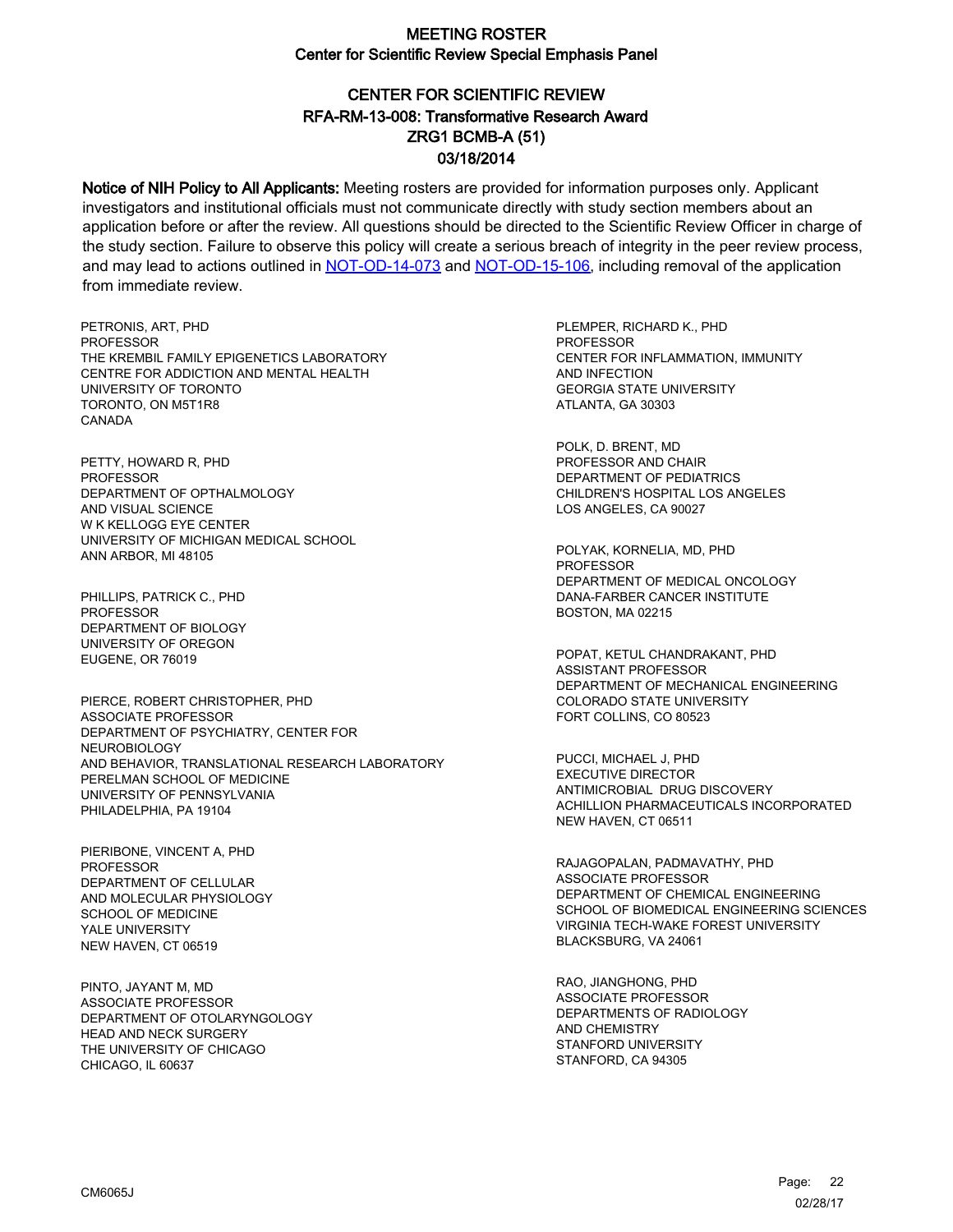# MEETING ROSTER
## Center for Scientific Review Special Emphasis Panel

## CENTER FOR SCIENTIFIC REVIEW
## RFA-RM-13-008: Transformative Research Award
## ZRG1 BCMB-A (51)
## 03/18/2014

**Notice of NIH Policy to All Applicants:** Meeting rosters are provided for information purposes only. Applicant investigators and institutional officials must not communicate directly with study section members about an application before or after the review. All questions should be directed to the Scientific Review Officer in charge of the study section. Failure to observe this policy will create a serious breach of integrity in the peer review process, and may lead to actions outlined in [NOT-OD-14-073](NOT-OD-14-073) and [NOT-OD-15-106](NOT-OD-15-106), including removal of the application from immediate review.

PETRONIS, ART, PHD
PROFESSOR
THE KREMBIL FAMILY EPIGENETICS LABORATORY
CENTRE FOR ADDICTION AND MENTAL HEALTH
UNIVERSITY OF TORONTO
TORONTO, ON M5T1R8
CANADA

PETTY, HOWARD R, PHD
PROFESSOR
DEPARTMENT OF OPTHALMOLOGY
AND VISUAL SCIENCE
W K KELLOGG EYE CENTER
UNIVERSITY OF MICHIGAN MEDICAL SCHOOL
ANN ARBOR, MI 48105

PHILLIPS, PATRICK C., PHD
PROFESSOR
DEPARTMENT OF BIOLOGY
UNIVERSITY OF OREGON
EUGENE, OR 76019

PIERCE, ROBERT CHRISTOPHER, PHD
ASSOCIATE PROFESSOR
DEPARTMENT OF PSYCHIATRY, CENTER FOR
NEUROBIOLOGY
AND BEHAVIOR, TRANSLATIONAL RESEARCH LABORATORY
PERELMAN SCHOOL OF MEDICINE
UNIVERSITY OF PENNSYLVANIA
PHILADELPHIA, PA 19104

PIERIBONE, VINCENT A, PHD
PROFESSOR
DEPARTMENT OF CELLULAR
AND MOLECULAR PHYSIOLOGY
SCHOOL OF MEDICINE
YALE UNIVERSITY
NEW HAVEN, CT 06519

PINTO, JAYANT M, MD
ASSOCIATE PROFESSOR
DEPARTMENT OF OTOLARYNGOLOGY
HEAD AND NECK SURGERY
THE UNIVERSITY OF CHICAGO
CHICAGO, IL 60637

PLEMPER, RICHARD K., PHD
PROFESSOR
CENTER FOR INFLAMMATION, IMMUNITY
AND INFECTION
GEORGIA STATE UNIVERSITY
ATLANTA, GA 30303

POLK, D. BRENT, MD
PROFESSOR AND CHAIR
DEPARTMENT OF PEDIATRICS
CHILDREN'S HOSPITAL LOS ANGELES
LOS ANGELES, CA 90027

POLYAK, KORNELIA, MD, PHD
PROFESSOR
DEPARTMENT OF MEDICAL ONCOLOGY
DANA-FARBER CANCER INSTITUTE
BOSTON, MA 02215

POPAT, KETUL CHANDRAKANT, PHD
ASSISTANT PROFESSOR
DEPARTMENT OF MECHANICAL ENGINEERING
COLORADO STATE UNIVERSITY
FORT COLLINS, CO 80523

PUCCI, MICHAEL J, PHD
EXECUTIVE DIRECTOR
ANTIMICROBIAL DRUG DISCOVERY
ACHILLION PHARMACEUTICALS INCORPORATED
NEW HAVEN, CT 06511

RAJAGOPALAN, PADMAVATHY, PHD
ASSOCIATE PROFESSOR
DEPARTMENT OF CHEMICAL ENGINEERING
SCHOOL OF BIOMEDICAL ENGINEERING SCIENCES
VIRGINIA TECH-WAKE FOREST UNIVERSITY
BLACKSBURG, VA 24061

RAO, JIANGHONG, PHD
ASSOCIATE PROFESSOR
DEPARTMENTS OF RADIOLOGY
AND CHEMISTRY
STANFORD UNIVERSITY
STANFORD, CA 94305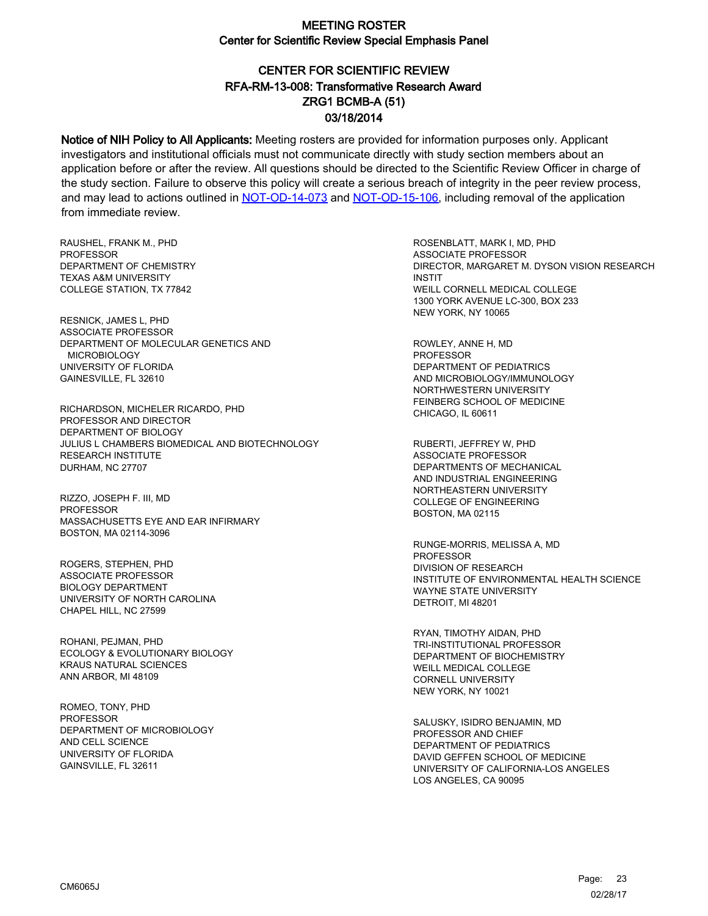# MEETING ROSTER

## Center for Scientific Review Special Emphasis Panel

### CENTER FOR SCIENTIFIC REVIEW
### RFA-RM-13-008: Transformative Research Award
### ZRG1 BCMB-A (51)
### 03/18/2014

**Notice of NIH Policy to All Applicants:** Meeting rosters are provided for information purposes only. Applicant investigators and institutional officials must not communicate directly with study section members about an application before or after the review. All questions should be directed to the Scientific Review Officer in charge of the study section. Failure to observe this policy will create a serious breach of integrity in the peer review process, and may lead to actions outlined in NOT-OD-14-073 and NOT-OD-15-106, including removal of the application from immediate review.

RAUSHEL, FRANK M., PHD
PROFESSOR
DEPARTMENT OF CHEMISTRY
TEXAS A&M UNIVERSITY
COLLEGE STATION, TX 77842

RESNICK, JAMES L, PHD
ASSOCIATE PROFESSOR
DEPARTMENT OF MOLECULAR GENETICS AND MICROBIOLOGY
UNIVERSITY OF FLORIDA
GAINESVILLE, FL 32610

RICHARDSON, MICHELER RICARDO, PHD
PROFESSOR AND DIRECTOR
DEPARTMENT OF BIOLOGY
JULIUS L CHAMBERS BIOMEDICAL AND BIOTECHNOLOGY RESEARCH INSTITUTE
DURHAM, NC 27707

RIZZO, JOSEPH F. III, MD
PROFESSOR
MASSACHUSETTS EYE AND EAR INFIRMARY
BOSTON, MA 02114-3096

ROGERS, STEPHEN, PHD
ASSOCIATE PROFESSOR
BIOLOGY DEPARTMENT
UNIVERSITY OF NORTH CAROLINA
CHAPEL HILL, NC 27599

ROHANI, PEJMAN, PHD
ECOLOGY & EVOLUTIONARY BIOLOGY
KRAUS NATURAL SCIENCES
ANN ARBOR, MI 48109

ROMEO, TONY, PHD
PROFESSOR
DEPARTMENT OF MICROBIOLOGY AND CELL SCIENCE
UNIVERSITY OF FLORIDA
GAINSVILLE, FL 32611

ROSENBLATT, MARK I, MD, PHD
ASSOCIATE PROFESSOR
DIRECTOR, MARGARET M. DYSON VISION RESEARCH INSTIT
WEILL CORNELL MEDICAL COLLEGE
1300 YORK AVENUE LC-300, BOX 233
NEW YORK, NY 10065

ROWLEY, ANNE H, MD
PROFESSOR
DEPARTMENT OF PEDIATRICS AND MICROBIOLOGY/IMMUNOLOGY
NORTHWESTERN UNIVERSITY
FEINBERG SCHOOL OF MEDICINE
CHICAGO, IL 60611

RUBERTI, JEFFREY W, PHD
ASSOCIATE PROFESSOR
DEPARTMENTS OF MECHANICAL AND INDUSTRIAL ENGINEERING
NORTHEASTERN UNIVERSITY
COLLEGE OF ENGINEERING
BOSTON, MA 02115

RUNGE-MORRIS, MELISSA A, MD
PROFESSOR
DIVISION OF RESEARCH
INSTITUTE OF ENVIRONMENTAL HEALTH SCIENCE
WAYNE STATE UNIVERSITY
DETROIT, MI 48201

RYAN, TIMOTHY AIDAN, PHD
TRI-INSTITUTIONAL PROFESSOR
DEPARTMENT OF BIOCHEMISTRY
WEILL MEDICAL COLLEGE
CORNELL UNIVERSITY
NEW YORK, NY 10021

SALUSKY, ISIDRO BENJAMIN, MD
PROFESSOR AND CHIEF
DEPARTMENT OF PEDIATRICS
DAVID GEFFEN SCHOOL OF MEDICINE
UNIVERSITY OF CALIFORNIA-LOS ANGELES
LOS ANGELES, CA 90095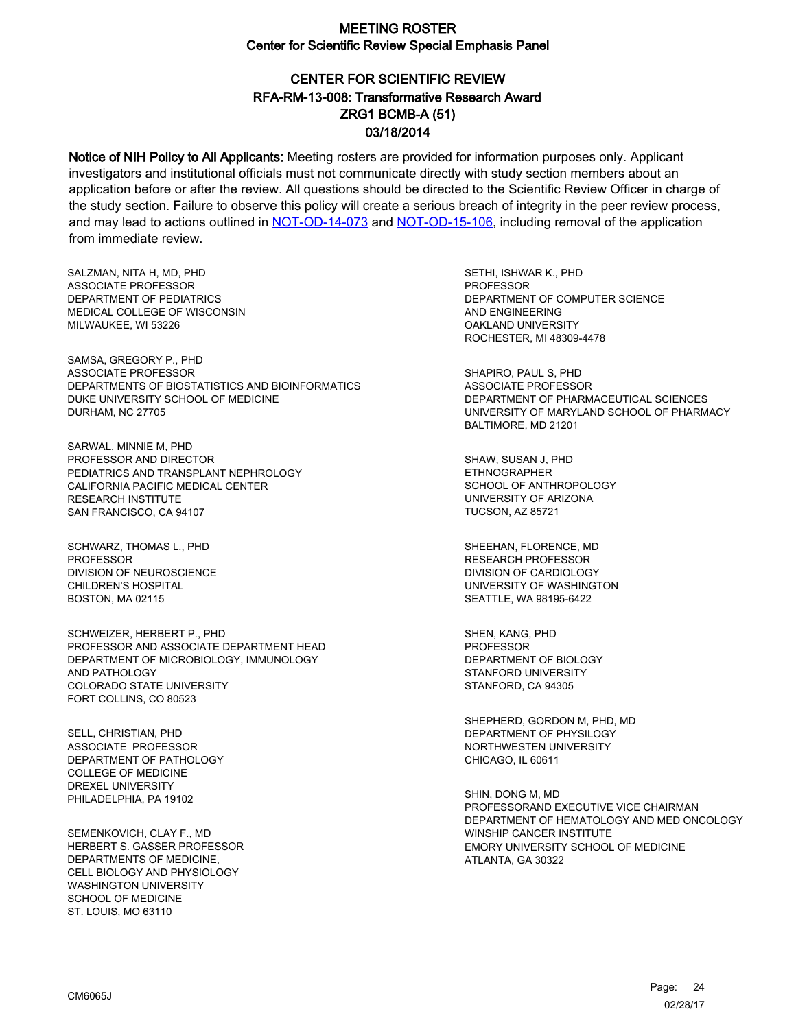# MEETING ROSTER
## Center for Scientific Review Special Emphasis Panel

## CENTER FOR SCIENTIFIC REVIEW
## RFA-RM-13-008: Transformative Research Award
## ZRG1 BCMB-A (51)
## 03/18/2014

**Notice of NIH Policy to All Applicants:** Meeting rosters are provided for information purposes only. Applicant investigators and institutional officials must not communicate directly with study section members about an application before or after the review. All questions should be directed to the Scientific Review Officer in charge of the study section. Failure to observe this policy will create a serious breach of integrity in the peer review process, and may lead to actions outlined in NOT-OD-14-073 and NOT-OD-15-106, including removal of the application from immediate review.

SALZMAN, NITA H, MD, PHD
ASSOCIATE PROFESSOR
DEPARTMENT OF PEDIATRICS
MEDICAL COLLEGE OF WISCONSIN
MILWAUKEE, WI 53226

SAMSA, GREGORY P., PHD
ASSOCIATE PROFESSOR
DEPARTMENTS OF BIOSTATISTICS AND BIOINFORMATICS
DUKE UNIVERSITY SCHOOL OF MEDICINE
DURHAM, NC 27705

SARWAL, MINNIE M, PHD
PROFESSOR AND DIRECTOR
PEDIATRICS AND TRANSPLANT NEPHROLOGY
CALIFORNIA PACIFIC MEDICAL CENTER
RESEARCH INSTITUTE
SAN FRANCISCO, CA 94107

SCHWARZ, THOMAS L., PHD
PROFESSOR
DIVISION OF NEUROSCIENCE
CHILDREN'S HOSPITAL
BOSTON, MA 02115

SCHWEIZER, HERBERT P., PHD
PROFESSOR AND ASSOCIATE DEPARTMENT HEAD
DEPARTMENT OF MICROBIOLOGY, IMMUNOLOGY
AND PATHOLOGY
COLORADO STATE UNIVERSITY
FORT COLLINS, CO 80523

SELL, CHRISTIAN, PHD
ASSOCIATE PROFESSOR
DEPARTMENT OF PATHOLOGY
COLLEGE OF MEDICINE
DREXEL UNIVERSITY
PHILADELPHIA, PA 19102

SEMENKOVICH, CLAY F., MD
HERBERT S. GASSER PROFESSOR
DEPARTMENTS OF MEDICINE,
CELL BIOLOGY AND PHYSIOLOGY
WASHINGTON UNIVERSITY
SCHOOL OF MEDICINE
ST. LOUIS, MO 63110

SETHI, ISHWAR K., PHD
PROFESSOR
DEPARTMENT OF COMPUTER SCIENCE
AND ENGINEERING
OAKLAND UNIVERSITY
ROCHESTER, MI 48309-4478

SHAPIRO, PAUL S, PHD
ASSOCIATE PROFESSOR
DEPARTMENT OF PHARMACEUTICAL SCIENCES
UNIVERSITY OF MARYLAND SCHOOL OF PHARMACY
BALTIMORE, MD 21201

SHAW, SUSAN J, PHD
ETHNOGRAPHER
SCHOOL OF ANTHROPOLOGY
UNIVERSITY OF ARIZONA
TUCSON, AZ 85721

SHEEHAN, FLORENCE, MD
RESEARCH PROFESSOR
DIVISION OF CARDIOLOGY
UNIVERSITY OF WASHINGTON
SEATTLE, WA 98195-6422

SHEN, KANG, PHD
PROFESSOR
DEPARTMENT OF BIOLOGY
STANFORD UNIVERSITY
STANFORD, CA 94305

SHEPHERD, GORDON M, PHD, MD
DEPARTMENT OF PHYSILOGY
NORTHWESTEN UNIVERSITY
CHICAGO, IL 60611

SHIN, DONG M, MD
PROFESSORAND EXECUTIVE VICE CHAIRMAN
DEPARTMENT OF HEMATOLOGY AND MED ONCOLOGY
WINSHIP CANCER INSTITUTE
EMORY UNIVERSITY SCHOOL OF MEDICINE
ATLANTA, GA 30322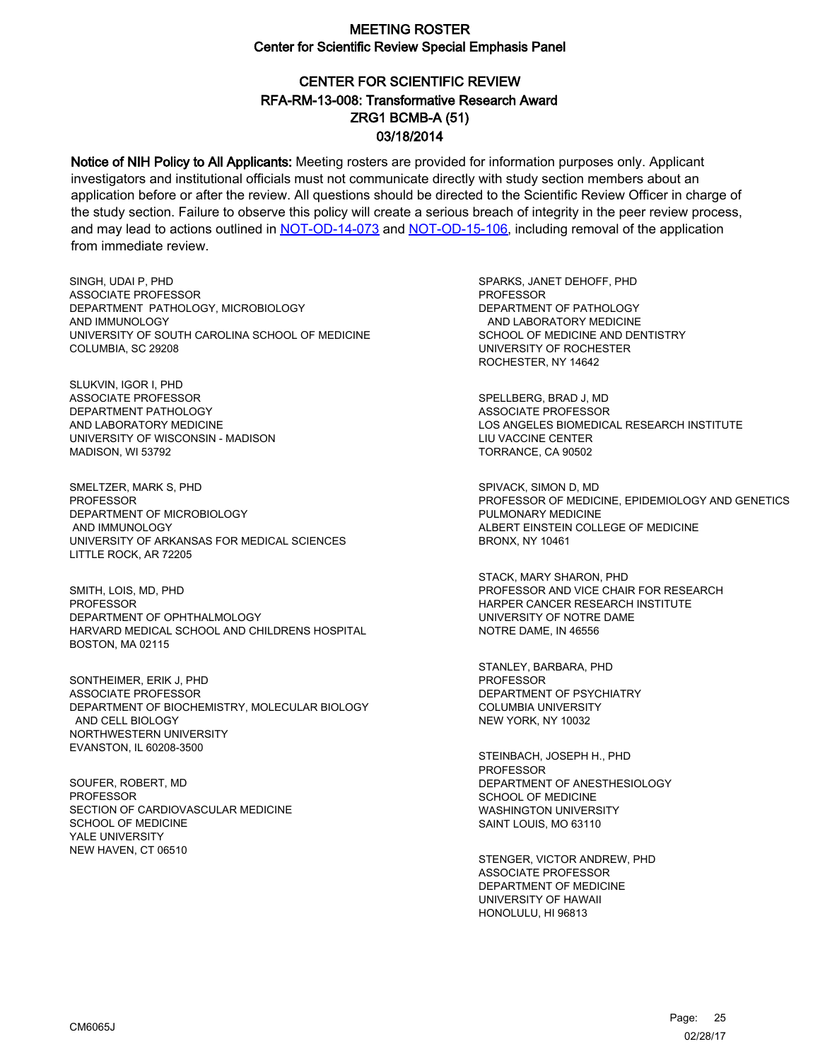# MEETING ROSTER
## Center for Scientific Review Special Emphasis Panel

## CENTER FOR SCIENTIFIC REVIEW
## RFA-RM-13-008: Transformative Research Award
## ZRG1 BCMB-A (51)
## 03/18/2014

**Notice of NIH Policy to All Applicants:** Meeting rosters are provided for information purposes only. Applicant investigators and institutional officials must not communicate directly with study section members about an application before or after the review. All questions should be directed to the Scientific Review Officer in charge of the study section. Failure to observe this policy will create a serious breach of integrity in the peer review process, and may lead to actions outlined in NOT-OD-14-073 and NOT-OD-15-106, including removal of the application from immediate review.

SINGH, UDAI P, PHD
ASSOCIATE PROFESSOR
DEPARTMENT PATHOLOGY, MICROBIOLOGY AND IMMUNOLOGY
UNIVERSITY OF SOUTH CAROLINA SCHOOL OF MEDICINE
COLUMBIA, SC 29208

SLUKVIN, IGOR I, PHD
ASSOCIATE PROFESSOR
DEPARTMENT PATHOLOGY AND LABORATORY MEDICINE
UNIVERSITY OF WISCONSIN - MADISON
MADISON, WI 53792

SMELTZER, MARK S, PHD
PROFESSOR
DEPARTMENT OF MICROBIOLOGY AND IMMUNOLOGY
UNIVERSITY OF ARKANSAS FOR MEDICAL SCIENCES
LITTLE ROCK, AR 72205

SMITH, LOIS, MD, PHD
PROFESSOR
DEPARTMENT OF OPHTHALMOLOGY
HARVARD MEDICAL SCHOOL AND CHILDRENS HOSPITAL
BOSTON, MA 02115

SONTHEIMER, ERIK J, PHD
ASSOCIATE PROFESSOR
DEPARTMENT OF BIOCHEMISTRY, MOLECULAR BIOLOGY AND CELL BIOLOGY
NORTHWESTERN UNIVERSITY
EVANSTON, IL 60208-3500

SOUFER, ROBERT, MD
PROFESSOR
SECTION OF CARDIOVASCULAR MEDICINE
SCHOOL OF MEDICINE
YALE UNIVERSITY
NEW HAVEN, CT 06510

SPARKS, JANET DEHOFF, PHD
PROFESSOR
DEPARTMENT OF PATHOLOGY AND LABORATORY MEDICINE
SCHOOL OF MEDICINE AND DENTISTRY
UNIVERSITY OF ROCHESTER
ROCHESTER, NY 14642

SPELLBERG, BRAD J, MD
ASSOCIATE PROFESSOR
LOS ANGELES BIOMEDICAL RESEARCH INSTITUTE
LIU VACCINE CENTER
TORRANCE, CA 90502

SPIVACK, SIMON D, MD
PROFESSOR OF MEDICINE, EPIDEMIOLOGY AND GENETICS
PULMONARY MEDICINE
ALBERT EINSTEIN COLLEGE OF MEDICINE
BRONX, NY 10461

STACK, MARY SHARON, PHD
PROFESSOR AND VICE CHAIR FOR RESEARCH
HARPER CANCER RESEARCH INSTITUTE
UNIVERSITY OF NOTRE DAME
NOTRE DAME, IN 46556

STANLEY, BARBARA, PHD
PROFESSOR
DEPARTMENT OF PSYCHIATRY
COLUMBIA UNIVERSITY
NEW YORK, NY 10032

STEINBACH, JOSEPH H., PHD
PROFESSOR
DEPARTMENT OF ANESTHESIOLOGY
SCHOOL OF MEDICINE
WASHINGTON UNIVERSITY
SAINT LOUIS, MO 63110

STENGER, VICTOR ANDREW, PHD
ASSOCIATE PROFESSOR
DEPARTMENT OF MEDICINE
UNIVERSITY OF HAWAII
HONOLULU, HI 96813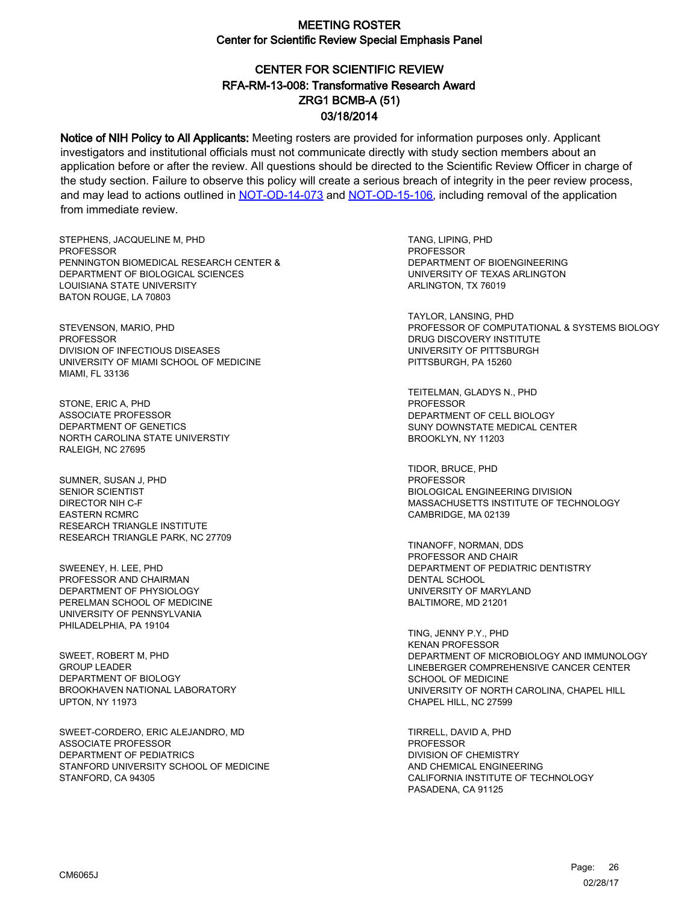# MEETING ROSTER
## Center for Scientific Review Special Emphasis Panel

## CENTER FOR SCIENTIFIC REVIEW
## RFA-RM-13-008: Transformative Research Award
## ZRG1 BCMB-A (51)
## 03/18/2014

**Notice of NIH Policy to All Applicants:** Meeting rosters are provided for information purposes only. Applicant investigators and institutional officials must not communicate directly with study section members about an application before or after the review. All questions should be directed to the Scientific Review Officer in charge of the study section. Failure to observe this policy will create a serious breach of integrity in the peer review process, and may lead to actions outlined in NOT-OD-14-073 and NOT-OD-15-106, including removal of the application from immediate review.

STEPHENS, JACQUELINE M, PHD
PROFESSOR
PENNINGTON BIOMEDICAL RESEARCH CENTER &
DEPARTMENT OF BIOLOGICAL SCIENCES
LOUISIANA STATE UNIVERSITY
BATON ROUGE, LA 70803

STEVENSON, MARIO, PHD
PROFESSOR
DIVISION OF INFECTIOUS DISEASES
UNIVERSITY OF MIAMI SCHOOL OF MEDICINE
MIAMI, FL 33136

STONE, ERIC A, PHD
ASSOCIATE PROFESSOR
DEPARTMENT OF GENETICS
NORTH CAROLINA STATE UNIVERSTIY
RALEIGH, NC 27695

SUMNER, SUSAN J, PHD
SENIOR SCIENTIST
DIRECTOR NIH C-F
EASTERN RCMRC
RESEARCH TRIANGLE INSTITUTE
RESEARCH TRIANGLE PARK, NC 27709

SWEENEY, H. LEE, PHD
PROFESSOR AND CHAIRMAN
DEPARTMENT OF PHYSIOLOGY
PERELMAN SCHOOL OF MEDICINE
UNIVERSITY OF PENNSYLVANIA
PHILADELPHIA, PA 19104

SWEET, ROBERT M, PHD
GROUP LEADER
DEPARTMENT OF BIOLOGY
BROOKHAVEN NATIONAL LABORATORY
UPTON, NY 11973

SWEET-CORDERO, ERIC ALEJANDRO, MD
ASSOCIATE PROFESSOR
DEPARTMENT OF PEDIATRICS
STANFORD UNIVERSITY SCHOOL OF MEDICINE
STANFORD, CA 94305

TANG, LIPING, PHD
PROFESSOR
DEPARTMENT OF BIOENGINEERING
UNIVERSITY OF TEXAS ARLINGTON
ARLINGTON, TX 76019

TAYLOR, LANSING, PHD
PROFESSOR OF COMPUTATIONAL & SYSTEMS BIOLOGY
DRUG DISCOVERY INSTITUTE
UNIVERSITY OF PITTSBURGH
PITTSBURGH, PA 15260

TEITELMAN, GLADYS N., PHD
PROFESSOR
DEPARTMENT OF CELL BIOLOGY
SUNY DOWNSTATE MEDICAL CENTER
BROOKLYN, NY 11203

TIDOR, BRUCE, PHD
PROFESSOR
BIOLOGICAL ENGINEERING DIVISION
MASSACHUSETTS INSTITUTE OF TECHNOLOGY
CAMBRIDGE, MA 02139

TINANOFF, NORMAN, DDS
PROFESSOR AND CHAIR
DEPARTMENT OF PEDIATRIC DENTISTRY
DENTAL SCHOOL
UNIVERSITY OF MARYLAND
BALTIMORE, MD 21201

TING, JENNY P.Y., PHD
KENAN PROFESSOR
DEPARTMENT OF MICROBIOLOGY AND IMMUNOLOGY
LINEBERGER COMPREHENSIVE CANCER CENTER
SCHOOL OF MEDICINE
UNIVERSITY OF NORTH CAROLINA, CHAPEL HILL
CHAPEL HILL, NC 27599

TIRRELL, DAVID A, PHD
PROFESSOR
DIVISION OF CHEMISTRY
AND CHEMICAL ENGINEERING
CALIFORNIA INSTITUTE OF TECHNOLOGY
PASADENA, CA 91125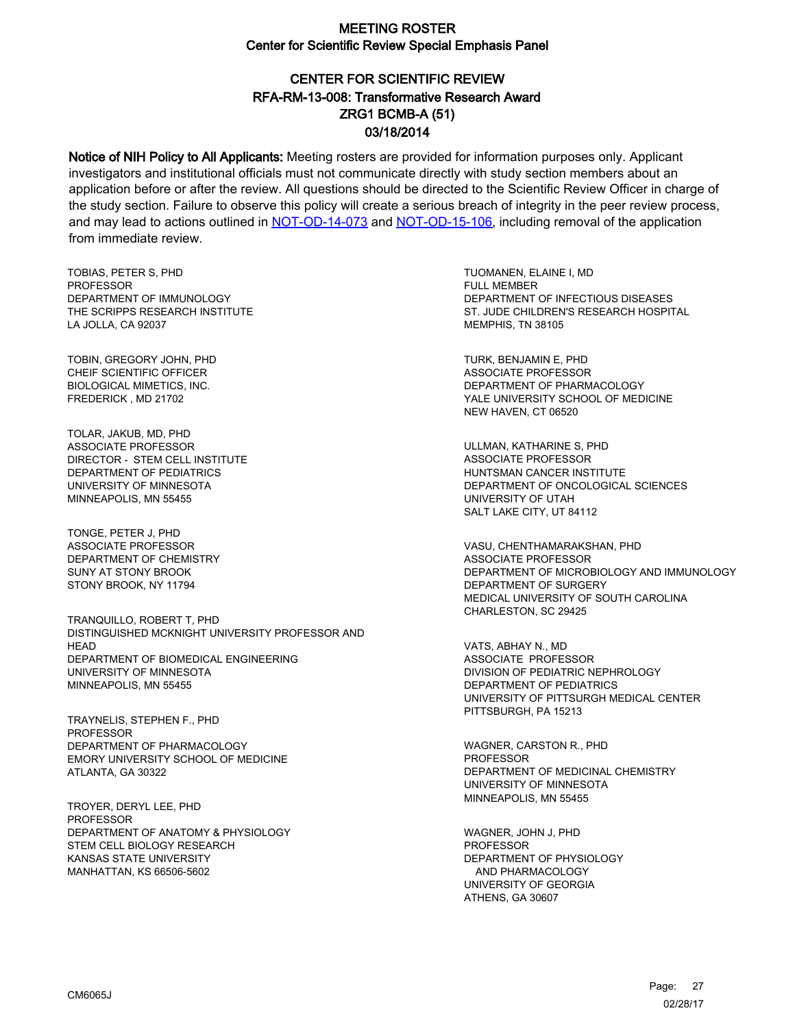# MEETING ROSTER
## Center for Scientific Review Special Emphasis Panel

## CENTER FOR SCIENTIFIC REVIEW
## RFA-RM-13-008: Transformative Research Award
## ZRG1 BCMB-A (51)
## 03/18/2014

**Notice of NIH Policy to All Applicants:** Meeting rosters are provided for information purposes only. Applicant investigators and institutional officials must not communicate directly with study section members about an application before or after the review. All questions should be directed to the Scientific Review Officer in charge of the study section. Failure to observe this policy will create a serious breach of integrity in the peer review process, and may lead to actions outlined in NOT-OD-14-073 and NOT-OD-15-106, including removal of the application from immediate review.

TOBIAS, PETER S, PHD
PROFESSOR
DEPARTMENT OF IMMUNOLOGY
THE SCRIPPS RESEARCH INSTITUTE
LA JOLLA, CA 92037

TOBIN, GREGORY JOHN, PHD
CHEIF SCIENTIFIC OFFICER
BIOLOGICAL MIMETICS, INC.
FREDERICK , MD 21702

TOLAR, JAKUB, MD, PHD
ASSOCIATE PROFESSOR
DIRECTOR - STEM CELL INSTITUTE
DEPARTMENT OF PEDIATRICS
UNIVERSITY OF MINNESOTA
MINNEAPOLIS, MN 55455

TONGE, PETER J, PHD
ASSOCIATE PROFESSOR
DEPARTMENT OF CHEMISTRY
SUNY AT STONY BROOK
STONY BROOK, NY 11794

TRANQUILLO, ROBERT T, PHD
DISTINGUISHED MCKNIGHT UNIVERSITY PROFESSOR AND HEAD
DEPARTMENT OF BIOMEDICAL ENGINEERING
UNIVERSITY OF MINNESOTA
MINNEAPOLIS, MN 55455

TRAYNELIS, STEPHEN F., PHD
PROFESSOR
DEPARTMENT OF PHARMACOLOGY
EMORY UNIVERSITY SCHOOL OF MEDICINE
ATLANTA, GA 30322

TROYER, DERYL LEE, PHD
PROFESSOR
DEPARTMENT OF ANATOMY & PHYSIOLOGY
STEM CELL BIOLOGY RESEARCH
KANSAS STATE UNIVERSITY
MANHATTAN, KS 66506-5602

TUOMANEN, ELAINE I, MD
FULL MEMBER
DEPARTMENT OF INFECTIOUS DISEASES
ST. JUDE CHILDREN'S RESEARCH HOSPITAL
MEMPHIS, TN 38105

TURK, BENJAMIN E, PHD
ASSOCIATE PROFESSOR
DEPARTMENT OF PHARMACOLOGY
YALE UNIVERSITY SCHOOL OF MEDICINE
NEW HAVEN, CT 06520

ULLMAN, KATHARINE S, PHD
ASSOCIATE PROFESSOR
HUNTSMAN CANCER INSTITUTE
DEPARTMENT OF ONCOLOGICAL SCIENCES
UNIVERSITY OF UTAH
SALT LAKE CITY, UT 84112

VASU, CHENTHAMARAKSHAN, PHD
ASSOCIATE PROFESSOR
DEPARTMENT OF MICROBIOLOGY AND IMMUNOLOGY
DEPARTMENT OF SURGERY
MEDICAL UNIVERSITY OF SOUTH CAROLINA
CHARLESTON, SC 29425

VATS, ABHAY N., MD
ASSOCIATE PROFESSOR
DIVISION OF PEDIATRIC NEPHROLOGY
DEPARTMENT OF PEDIATRICS
UNIVERSITY OF PITTSURGH MEDICAL CENTER
PITTSBURGH, PA 15213

WAGNER, CARSTON R., PHD
PROFESSOR
DEPARTMENT OF MEDICINAL CHEMISTRY
UNIVERSITY OF MINNESOTA
MINNEAPOLIS, MN 55455

WAGNER, JOHN J, PHD
PROFESSOR
DEPARTMENT OF PHYSIOLOGY AND PHARMACOLOGY
UNIVERSITY OF GEORGIA
ATHENS, GA 30607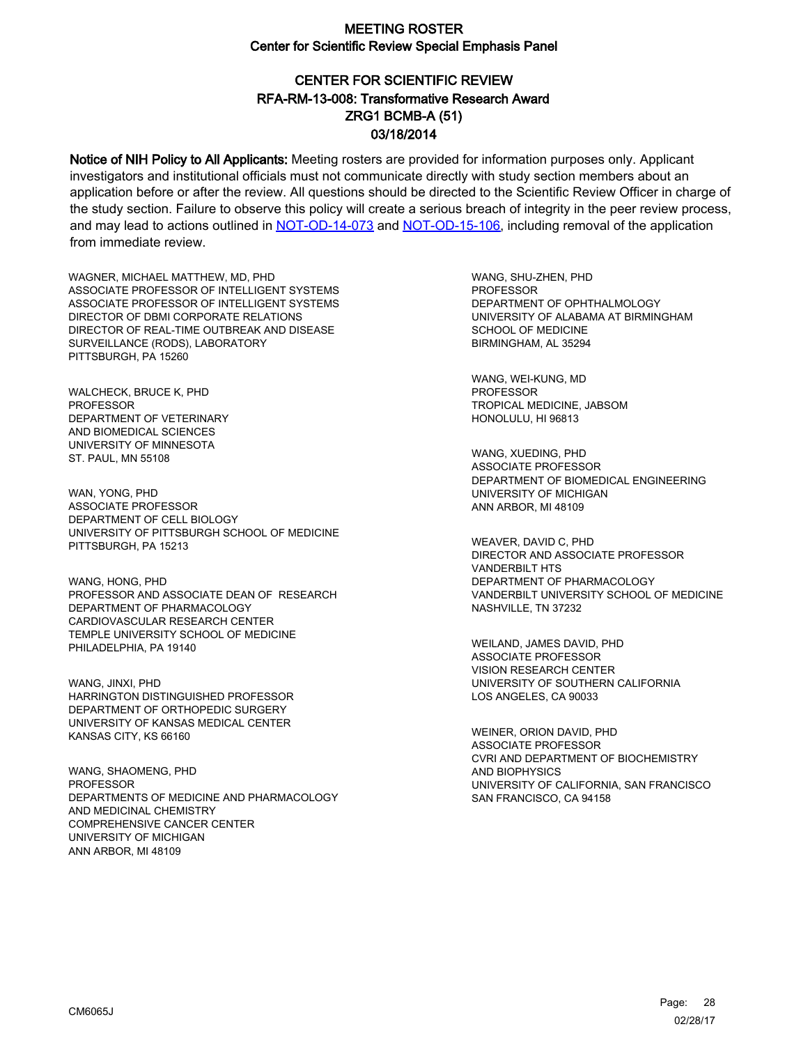# MEETING ROSTER

## Center for Scientific Review Special Emphasis Panel

## CENTER FOR SCIENTIFIC REVIEW
## RFA-RM-13-008: Transformative Research Award
## ZRG1 BCMB-A (51)
## 03/18/2014

**Notice of NIH Policy to All Applicants:** Meeting rosters are provided for information purposes only. Applicant investigators and institutional officials must not communicate directly with study section members about an application before or after the review. All questions should be directed to the Scientific Review Officer in charge of the study section. Failure to observe this policy will create a serious breach of integrity in the peer review process, and may lead to actions outlined in NOT-OD-14-073 and NOT-OD-15-106, including removal of the application from immediate review.

WAGNER, MICHAEL MATTHEW, MD, PHD
ASSOCIATE PROFESSOR OF INTELLIGENT SYSTEMS
ASSOCIATE PROFESSOR OF INTELLIGENT SYSTEMS
DIRECTOR OF DBMI CORPORATE RELATIONS
DIRECTOR OF REAL-TIME OUTBREAK AND DISEASE SURVEILLANCE (RODS), LABORATORY
PITTSBURGH, PA 15260

WALCHECK, BRUCE K, PHD
PROFESSOR
DEPARTMENT OF VETERINARY AND BIOMEDICAL SCIENCES
UNIVERSITY OF MINNESOTA
ST. PAUL, MN 55108

WAN, YONG, PHD
ASSOCIATE PROFESSOR
DEPARTMENT OF CELL BIOLOGY
UNIVERSITY OF PITTSBURGH SCHOOL OF MEDICINE
PITTSBURGH, PA 15213

WANG, HONG, PHD
PROFESSOR AND ASSOCIATE DEAN OF RESEARCH
DEPARTMENT OF PHARMACOLOGY
CARDIOVASCULAR RESEARCH CENTER
TEMPLE UNIVERSITY SCHOOL OF MEDICINE
PHILADELPHIA, PA 19140

WANG, JINXI, PHD
HARRINGTON DISTINGUISHED PROFESSOR
DEPARTMENT OF ORTHOPEDIC SURGERY
UNIVERSITY OF KANSAS MEDICAL CENTER
KANSAS CITY, KS 66160

WANG, SHAOMENG, PHD
PROFESSOR
DEPARTMENTS OF MEDICINE AND PHARMACOLOGY AND MEDICINAL CHEMISTRY
COMPREHENSIVE CANCER CENTER
UNIVERSITY OF MICHIGAN
ANN ARBOR, MI 48109

WANG, SHU-ZHEN, PHD
PROFESSOR
DEPARTMENT OF OPHTHALMOLOGY
UNIVERSITY OF ALABAMA AT BIRMINGHAM SCHOOL OF MEDICINE
BIRMINGHAM, AL 35294

WANG, WEI-KUNG, MD
PROFESSOR
TROPICAL MEDICINE, JABSOM
HONOLULU, HI 96813

WANG, XUEDING, PHD
ASSOCIATE PROFESSOR
DEPARTMENT OF BIOMEDICAL ENGINEERING
UNIVERSITY OF MICHIGAN
ANN ARBOR, MI 48109

WEAVER, DAVID C, PHD
DIRECTOR AND ASSOCIATE PROFESSOR
VANDERBILT HTS
DEPARTMENT OF PHARMACOLOGY
VANDERBILT UNIVERSITY SCHOOL OF MEDICINE
NASHVILLE, TN 37232

WEILAND, JAMES DAVID, PHD
ASSOCIATE PROFESSOR
VISION RESEARCH CENTER
UNIVERSITY OF SOUTHERN CALIFORNIA
LOS ANGELES, CA 90033

WEINER, ORION DAVID, PHD
ASSOCIATE PROFESSOR
CVRI AND DEPARTMENT OF BIOCHEMISTRY AND BIOPHYSICS
UNIVERSITY OF CALIFORNIA, SAN FRANCISCO
SAN FRANCISCO, CA 94158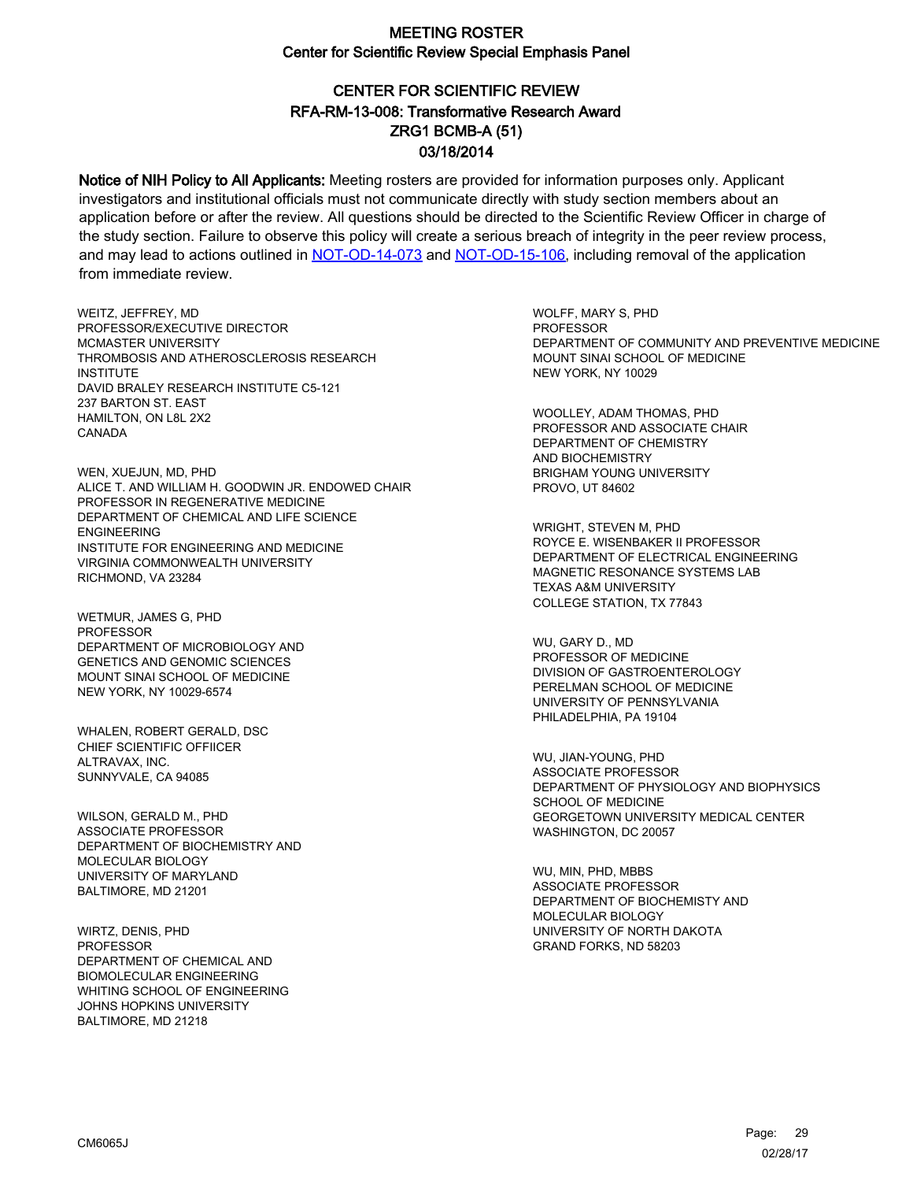# MEETING ROSTER

## Center for Scientific Review Special Emphasis Panel

### CENTER FOR SCIENTIFIC REVIEW
### RFA-RM-13-008: Transformative Research Award
### ZRG1 BCMB-A (51)
### 03/18/2014

**Notice of NIH Policy to All Applicants:** Meeting rosters are provided for information purposes only. Applicant investigators and institutional officials must not communicate directly with study section members about an application before or after the review. All questions should be directed to the Scientific Review Officer in charge of the study section. Failure to observe this policy will create a serious breach of integrity in the peer review process, and may lead to actions outlined in NOT-OD-14-073 and NOT-OD-15-106, including removal of the application from immediate review.

WEITZ, JEFFREY, MD
PROFESSOR/EXECUTIVE DIRECTOR
MCMASTER UNIVERSITY
THROMBOSIS AND ATHEROSCLEROSIS RESEARCH INSTITUTE
DAVID BRALEY RESEARCH INSTITUTE C5-121
237 BARTON ST. EAST
HAMILTON, ON L8L 2X2
CANADA

WEN, XUEJUN, MD, PHD
ALICE T. AND WILLIAM H. GOODWIN JR. ENDOWED CHAIR PROFESSOR IN REGENERATIVE MEDICINE
DEPARTMENT OF CHEMICAL AND LIFE SCIENCE ENGINEERING
INSTITUTE FOR ENGINEERING AND MEDICINE
VIRGINIA COMMONWEALTH UNIVERSITY
RICHMOND, VA 23284

WETMUR, JAMES G, PHD
PROFESSOR
DEPARTMENT OF MICROBIOLOGY AND GENETICS AND GENOMIC SCIENCES
MOUNT SINAI SCHOOL OF MEDICINE
NEW YORK, NY 10029-6574

WHALEN, ROBERT GERALD, DSC
CHIEF SCIENTIFIC OFFIICER
ALTRAVAX, INC.
SUNNYVALE, CA 94085

WILSON, GERALD M., PHD
ASSOCIATE PROFESSOR
DEPARTMENT OF BIOCHEMISTRY AND MOLECULAR BIOLOGY
UNIVERSITY OF MARYLAND
BALTIMORE, MD 21201

WIRTZ, DENIS, PHD
PROFESSOR
DEPARTMENT OF CHEMICAL AND BIOMOLECULAR ENGINEERING
WHITING SCHOOL OF ENGINEERING
JOHNS HOPKINS UNIVERSITY
BALTIMORE, MD 21218

WOLFF, MARY S, PHD
PROFESSOR
DEPARTMENT OF COMMUNITY AND PREVENTIVE MEDICINE
MOUNT SINAI SCHOOL OF MEDICINE
NEW YORK, NY 10029

WOOLLEY, ADAM THOMAS, PHD
PROFESSOR AND ASSOCIATE CHAIR
DEPARTMENT OF CHEMISTRY AND BIOCHEMISTRY
BRIGHAM YOUNG UNIVERSITY
PROVO, UT 84602

WRIGHT, STEVEN M, PHD
ROYCE E. WISENBAKER II PROFESSOR
DEPARTMENT OF ELECTRICAL ENGINEERING
MAGNETIC RESONANCE SYSTEMS LAB
TEXAS A&M UNIVERSITY
COLLEGE STATION, TX 77843

WU, GARY D., MD
PROFESSOR OF MEDICINE
DIVISION OF GASTROENTEROLOGY
PERELMAN SCHOOL OF MEDICINE
UNIVERSITY OF PENNSYLVANIA
PHILADELPHIA, PA 19104

WU, JIAN-YOUNG, PHD
ASSOCIATE PROFESSOR
DEPARTMENT OF PHYSIOLOGY AND BIOPHYSICS
SCHOOL OF MEDICINE
GEORGETOWN UNIVERSITY MEDICAL CENTER
WASHINGTON, DC 20057

WU, MIN, PHD, MBBS
ASSOCIATE PROFESSOR
DEPARTMENT OF BIOCHEMISTY AND MOLECULAR BIOLOGY
UNIVERSITY OF NORTH DAKOTA
GRAND FORKS, ND 58203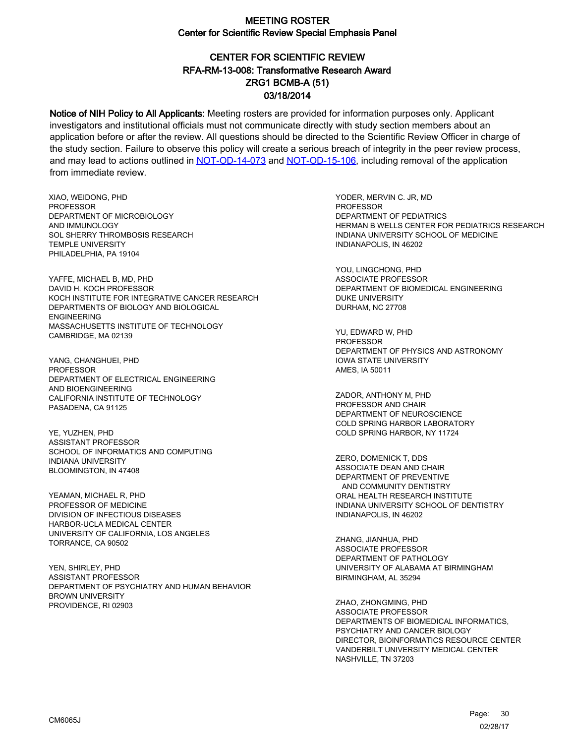# MEETING ROSTER
## Center for Scientific Review Special Emphasis Panel

## CENTER FOR SCIENTIFIC REVIEW
## RFA-RM-13-008: Transformative Research Award
## ZRG1 BCMB-A (51)
## 03/18/2014

**Notice of NIH Policy to All Applicants:** Meeting rosters are provided for information purposes only. Applicant investigators and institutional officials must not communicate directly with study section members about an application before or after the review. All questions should be directed to the Scientific Review Officer in charge of the study section. Failure to observe this policy will create a serious breach of integrity in the peer review process, and may lead to actions outlined in NOT-OD-14-073 and NOT-OD-15-106, including removal of the application from immediate review.

XIAO, WEIDONG, PHD
PROFESSOR
DEPARTMENT OF MICROBIOLOGY
AND IMMUNOLOGY
SOL SHERRY THROMBOSIS RESEARCH
TEMPLE UNIVERSITY
PHILADELPHIA, PA 19104

YAFFE, MICHAEL B, MD, PHD
DAVID H. KOCH PROFESSOR
KOCH INSTITUTE FOR INTEGRATIVE CANCER RESEARCH
DEPARTMENTS OF BIOLOGY AND BIOLOGICAL
ENGINEERING
MASSACHUSETTS INSTITUTE OF TECHNOLOGY
CAMBRIDGE, MA 02139

YANG, CHANGHUEI, PHD
PROFESSOR
DEPARTMENT OF ELECTRICAL ENGINEERING
AND BIOENGINEERING
CALIFORNIA INSTITUTE OF TECHNOLOGY
PASADENA, CA 91125

YE, YUZHEN, PHD
ASSISTANT PROFESSOR
SCHOOL OF INFORMATICS AND COMPUTING
INDIANA UNIVERSITY
BLOOMINGTON, IN 47408

YEAMAN, MICHAEL R, PHD
PROFESSOR OF MEDICINE
DIVISION OF INFECTIOUS DISEASES
HARBOR-UCLA MEDICAL CENTER
UNIVERSITY OF CALIFORNIA, LOS ANGELES
TORRANCE, CA 90502

YEN, SHIRLEY, PHD
ASSISTANT PROFESSOR
DEPARTMENT OF PSYCHIATRY AND HUMAN BEHAVIOR
BROWN UNIVERSITY
PROVIDENCE, RI 02903

YODER, MERVIN C. JR, MD
PROFESSOR
DEPARTMENT OF PEDIATRICS
HERMAN B WELLS CENTER FOR PEDIATRICS RESEARCH
INDIANA UNIVERSITY SCHOOL OF MEDICINE
INDIANAPOLIS, IN 46202

YOU, LINGCHONG, PHD
ASSOCIATE PROFESSOR
DEPARTMENT OF BIOMEDICAL ENGINEERING
DUKE UNIVERSITY
DURHAM, NC 27708

YU, EDWARD W, PHD
PROFESSOR
DEPARTMENT OF PHYSICS AND ASTRONOMY
IOWA STATE UNIVERSITY
AMES, IA 50011

ZADOR, ANTHONY M, PHD
PROFESSOR AND CHAIR
DEPARTMENT OF NEUROSCIENCE
COLD SPRING HARBOR LABORATORY
COLD SPRING HARBOR, NY 11724

ZERO, DOMENICK T, DDS
ASSOCIATE DEAN AND CHAIR
DEPARTMENT OF PREVENTIVE
AND COMMUNITY DENTISTRY
ORAL HEALTH RESEARCH INSTITUTE
INDIANA UNIVERSITY SCHOOL OF DENTISTRY
INDIANAPOLIS, IN 46202

ZHANG, JIANHUA, PHD
ASSOCIATE PROFESSOR
DEPARTMENT OF PATHOLOGY
UNIVERSITY OF ALABAMA AT BIRMINGHAM
BIRMINGHAM, AL 35294

ZHAO, ZHONGMING, PHD
ASSOCIATE PROFESSOR
DEPARTMENTS OF BIOMEDICAL INFORMATICS,
PSYCHIATRY AND CANCER BIOLOGY
DIRECTOR, BIOINFORMATICS RESOURCE CENTER
VANDERBILT UNIVERSITY MEDICAL CENTER
NASHVILLE, TN 37203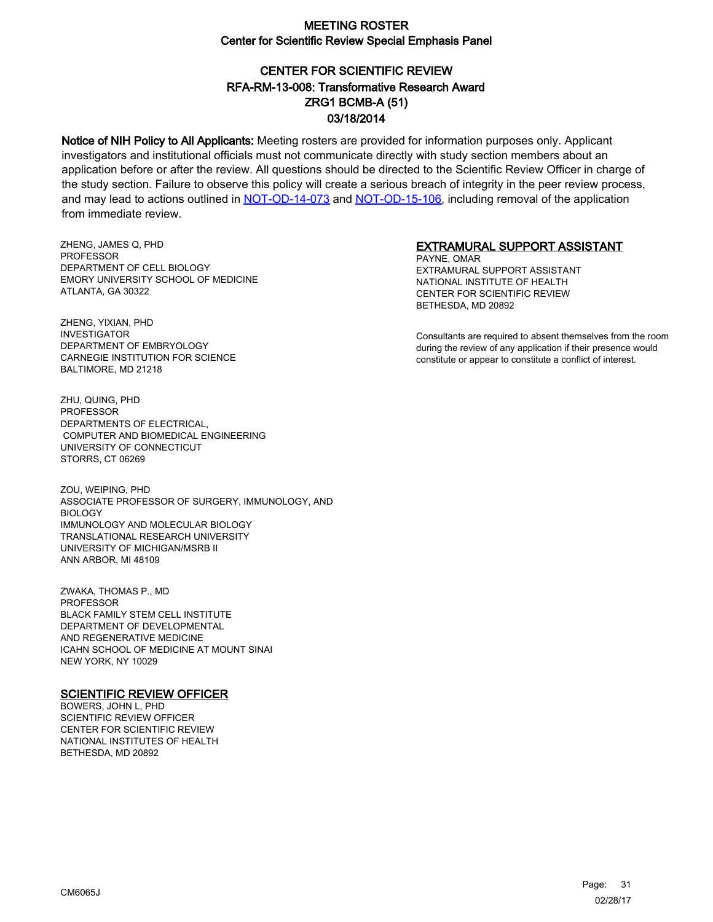# MEETING ROSTER
## Center for Scientific Review Special Emphasis Panel

## CENTER FOR SCIENTIFIC REVIEW
## RFA-RM-13-008: Transformative Research Award
## ZRG1 BCMB-A (51)
## 03/18/2014

**Notice of NIH Policy to All Applicants:** Meeting rosters are provided for information purposes only. Applicant investigators and institutional officials must not communicate directly with study section members about an application before or after the review. All questions should be directed to the Scientific Review Officer in charge of the study section. Failure to observe this policy will create a serious breach of integrity in the peer review process, and may lead to actions outlined in NOT-OD-14-073 and NOT-OD-15-106, including removal of the application from immediate review.

ZHENG, JAMES Q, PHD
PROFESSOR
DEPARTMENT OF CELL BIOLOGY
EMORY UNIVERSITY SCHOOL OF MEDICINE
ATLANTA, GA 30322

ZHENG, YIXIAN, PHD
INVESTIGATOR
DEPARTMENT OF EMBRYOLOGY
CARNEGIE INSTITUTION FOR SCIENCE
BALTIMORE, MD 21218

ZHU, QUING, PHD
PROFESSOR
DEPARTMENTS OF ELECTRICAL,
COMPUTER AND BIOMEDICAL ENGINEERING
UNIVERSITY OF CONNECTICUT
STORRS, CT 06269

ZOU, WEIPING, PHD
ASSOCIATE PROFESSOR OF SURGERY, IMMUNOLOGY, AND BIOLOGY
IMMUNOLOGY AND MOLECULAR BIOLOGY
TRANSLATIONAL RESEARCH UNIVERSITY
UNIVERSITY OF MICHIGAN/MSRB II
ANN ARBOR, MI 48109

ZWAKA, THOMAS P., MD
PROFESSOR
BLACK FAMILY STEM CELL INSTITUTE
DEPARTMENT OF DEVELOPMENTAL
AND REGENERATIVE MEDICINE
ICAHN SCHOOL OF MEDICINE AT MOUNT SINAI
NEW YORK, NY 10029

### SCIENTIFIC REVIEW OFFICER

BOWERS, JOHN L, PHD
SCIENTIFIC REVIEW OFFICER
CENTER FOR SCIENTIFIC REVIEW
NATIONAL INSTITUTES OF HEALTH
BETHESDA, MD 20892

### EXTRAMURAL SUPPORT ASSISTANT

PAYNE, OMAR
EXTRAMURAL SUPPORT ASSISTANT
NATIONAL INSTITUTE OF HEALTH
CENTER FOR SCIENTIFIC REVIEW
BETHESDA, MD 20892

Consultants are required to absent themselves from the room during the review of any application if their presence would constitute or appear to constitute a conflict of interest.